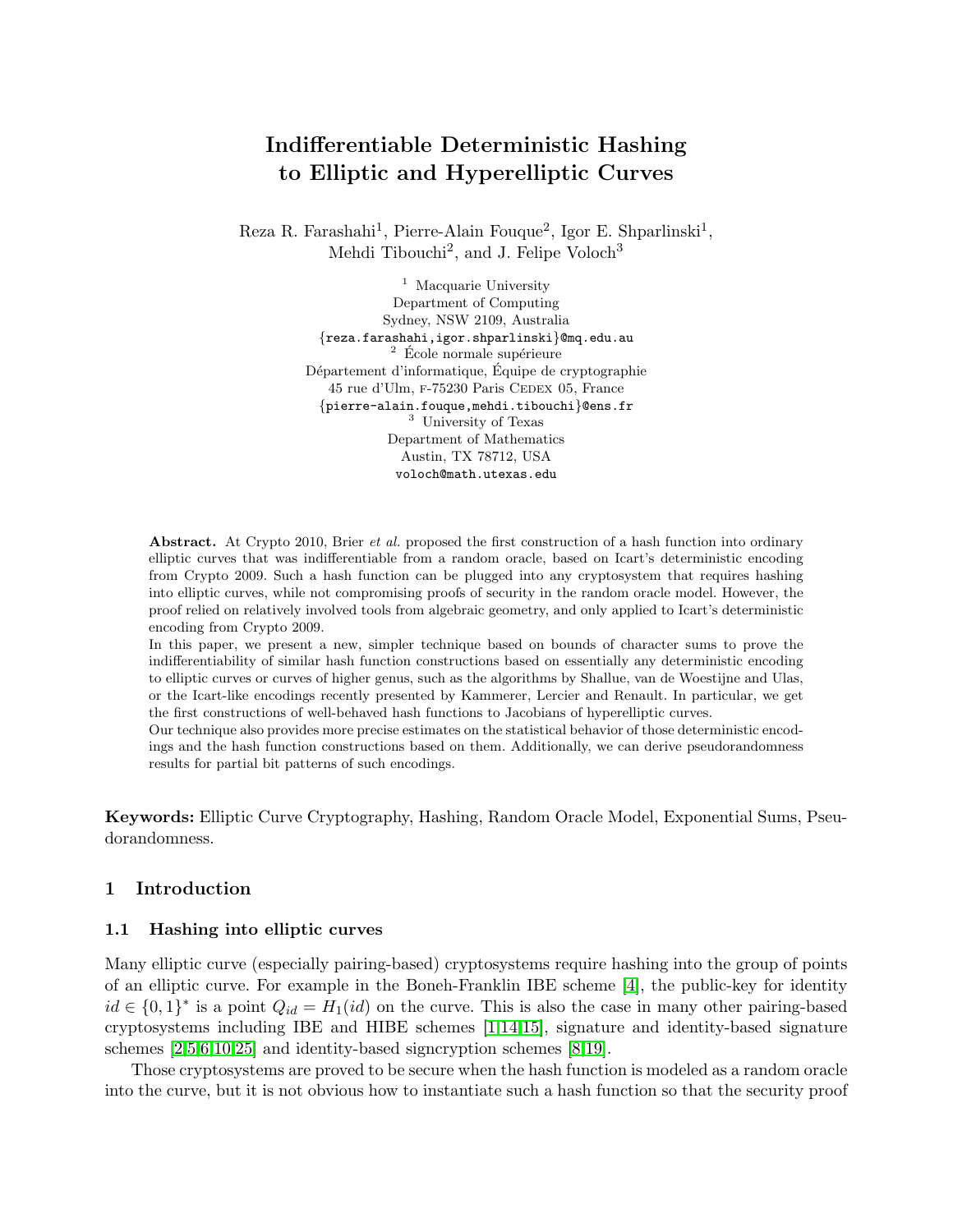# Indifferentiable Deterministic Hashing to Elliptic and Hyperelliptic Curves

Reza R. Farashahi[1], Pierre-Alain Fouque[2], Igor E. Shparlinski[1], Mehdi Tibouchi[2], and J. Felipe Voloch[3]

[1] Macquarie University
Department of Computing
Sydney, NSW 2109, Australia
{reza.farashahi,igor.shparlinski}@mq.edu.au

[2] École normale supérieure
Département d'informatique, Équipe de cryptographie
45 rue d'Ulm, F-75230 Paris Cedex 05, France
{pierre-alain.fouque,mehdi.tibouchi}@ens.fr

[3] University of Texas
Department of Mathematics
Austin, TX 78712, USA
voloch@math.utexas.edu

**Abstract.** At Crypto 2010, Brier *et al.* proposed the first construction of a hash function into ordinary elliptic curves that was indifferentiable from a random oracle, based on Icart's deterministic encoding from Crypto 2009. Such a hash function can be plugged into any cryptosystem that requires hashing into elliptic curves, while not compromising proofs of security in the random oracle model. However, the proof relied on relatively involved tools from algebraic geometry, and only applied to Icart's deterministic encoding from Crypto 2009.

In this paper, we present a new, simpler technique based on bounds of character sums to prove the indifferentiability of similar hash function constructions based on essentially any deterministic encoding to elliptic curves or curves of higher genus, such as the algorithms by Shallue, van de Woestijne and Ulas, or the Icart-like encodings recently presented by Kammerer, Lercier and Renault. In particular, we get the first constructions of well-behaved hash functions to Jacobians of hyperelliptic curves.

Our technique also provides more precise estimates on the statistical behavior of those deterministic encodings and the hash function constructions based on them. Additionally, we can derive pseudorandomness results for partial bit patterns of such encodings.

**Keywords:** Elliptic Curve Cryptography, Hashing, Random Oracle Model, Exponential Sums, Pseudorandomness.

## 1 Introduction

### 1.1 Hashing into elliptic curves

Many elliptic curve (especially pairing-based) cryptosystems require hashing into the group of points of an elliptic curve. For example in the Boneh-Franklin IBE scheme [4], the public-key for identity $id \in \{0,1\}^*$ is a point $Q_{id} = H_1(id)$ on the curve. This is also the case in many other pairing-based cryptosystems including IBE and HIBE schemes [1,14,15], signature and identity-based signature schemes [2,5,6,10,25] and identity-based signcryption schemes [8,19].

Those cryptosystems are proved to be secure when the hash function is modeled as a random oracle into the curve, but it is not obvious how to instantiate such a hash function so that the security proof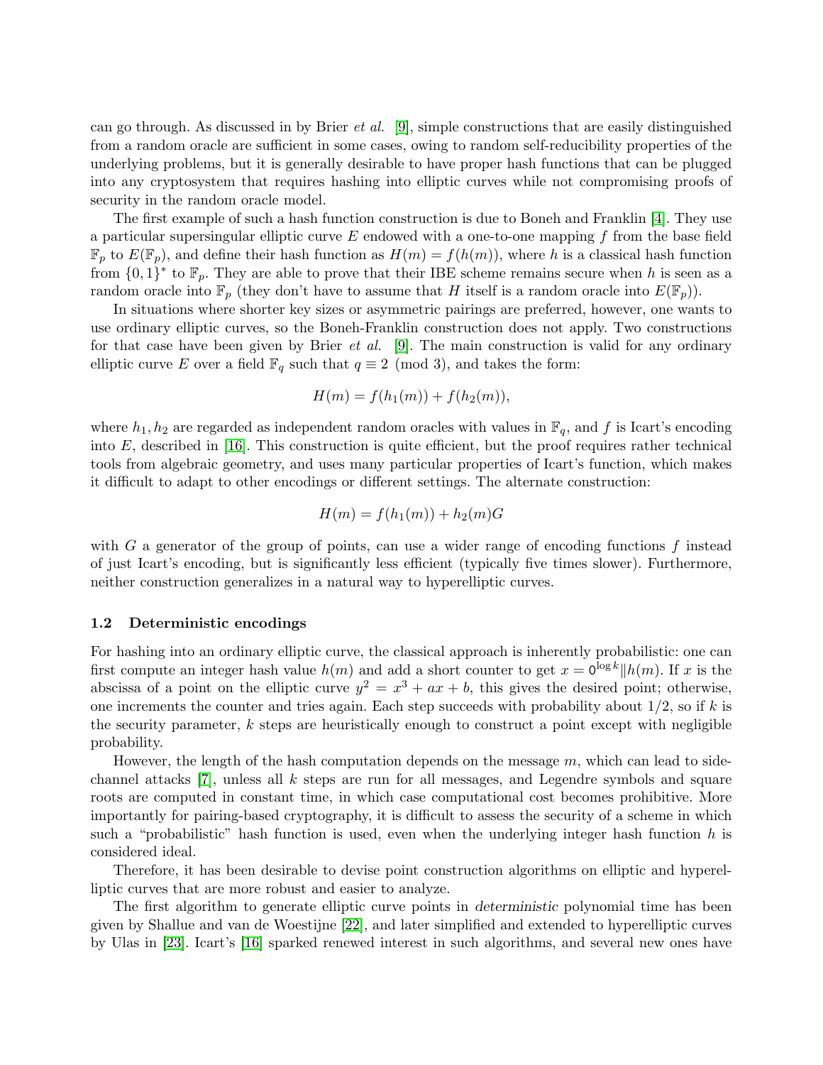can go through. As discussed in by Brier *et al.* [9], simple constructions that are easily distinguished from a random oracle are sufficient in some cases, owing to random self-reducibility properties of the underlying problems, but it is generally desirable to have proper hash functions that can be plugged into any cryptosystem that requires hashing into elliptic curves while not compromising proofs of security in the random oracle model.

The first example of such a hash function construction is due to Boneh and Franklin [4]. They use a particular supersingular elliptic curve $E$ endowed with a one-to-one mapping $f$ from the base field $\mathbb{F}_p$ to $E(\mathbb{F}_p)$, and define their hash function as $H(m) = f(h(m))$, where $h$ is a classical hash function from $\{0,1\}^*$ to $\mathbb{F}_p$. They are able to prove that their IBE scheme remains secure when $h$ is seen as a random oracle into $\mathbb{F}_p$ (they don't have to assume that $H$ itself is a random oracle into $E(\mathbb{F}_p)$).

In situations where shorter key sizes or asymmetric pairings are preferred, however, one wants to use ordinary elliptic curves, so the Boneh-Franklin construction does not apply. Two constructions for that case have been given by Brier *et al.* [9]. The main construction is valid for any ordinary elliptic curve $E$ over a field $\mathbb{F}_q$ such that $q \equiv 2 \pmod 3$, and takes the form:

$$H(m) = f(h_1(m)) + f(h_2(m)),$$

where $h_1, h_2$ are regarded as independent random oracles with values in $\mathbb{F}_q$, and $f$ is Icart's encoding into $E$, described in [16]. This construction is quite efficient, but the proof requires rather technical tools from algebraic geometry, and uses many particular properties of Icart's function, which makes it difficult to adapt to other encodings or different settings. The alternate construction:

$$H(m) = f(h_1(m)) + h_2(m)G$$

with $G$ a generator of the group of points, can use a wider range of encoding functions $f$ instead of just Icart's encoding, but is significantly less efficient (typically five times slower). Furthermore, neither construction generalizes in a natural way to hyperelliptic curves.

### 1.2 Deterministic encodings

For hashing into an ordinary elliptic curve, the classical approach is inherently probabilistic: one can first compute an integer hash value $h(m)$ and add a short counter to get $x = 0^{\log k} \| h(m)$. If $x$ is the abscissa of a point on the elliptic curve $y^2 = x^3 + ax + b$, this gives the desired point; otherwise, one increments the counter and tries again. Each step succeeds with probability about $1/2$, so if $k$ is the security parameter, $k$ steps are heuristically enough to construct a point except with negligible probability.

However, the length of the hash computation depends on the message $m$, which can lead to side-channel attacks [7], unless all $k$ steps are run for all messages, and Legendre symbols and square roots are computed in constant time, in which case computational cost becomes prohibitive. More importantly for pairing-based cryptography, it is difficult to assess the security of a scheme in which such a "probabilistic" hash function is used, even when the underlying integer hash function $h$ is considered ideal.

Therefore, it has been desirable to devise point construction algorithms on elliptic and hyperelliptic curves that are more robust and easier to analyze.

The first algorithm to generate elliptic curve points in *deterministic* polynomial time has been given by Shallue and van de Woestijne [22], and later simplified and extended to hyperelliptic curves by Ulas in [23]. Icart's [16] sparked renewed interest in such algorithms, and several new ones have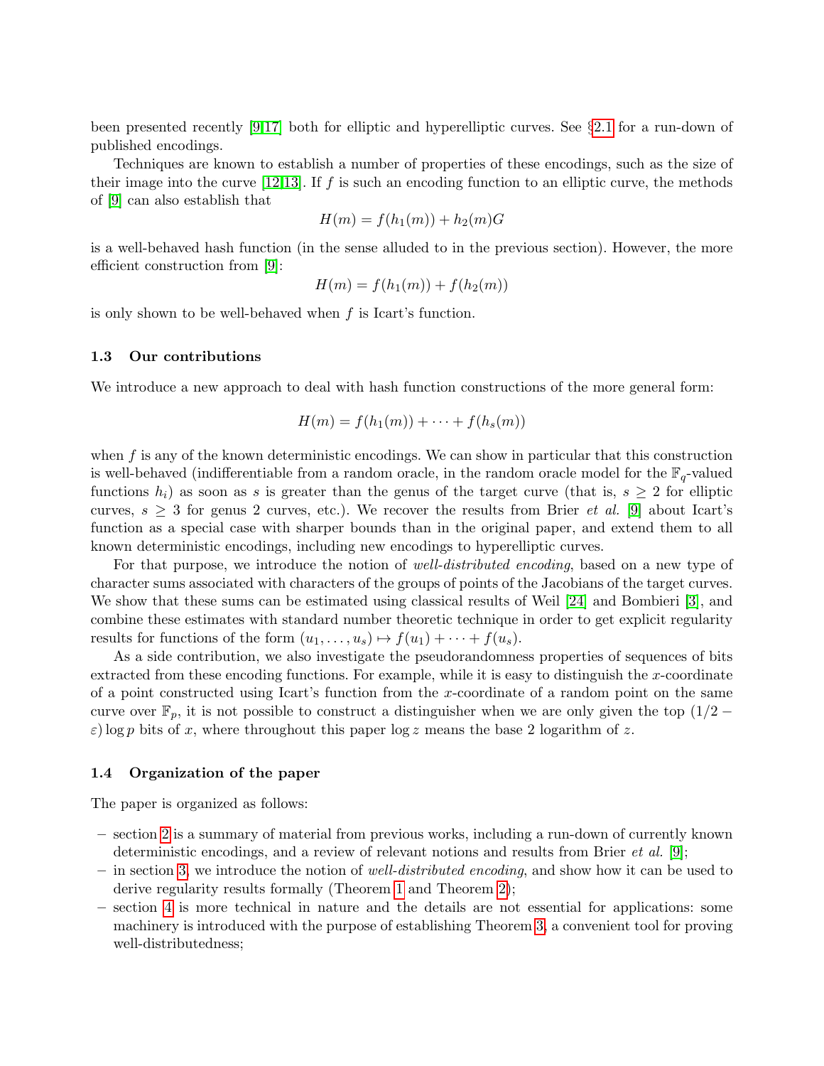been presented recently [9,17] both for elliptic and hyperelliptic curves. See §2.1 for a run-down of published encodings.

Techniques are known to establish a number of properties of these encodings, such as the size of their image into the curve [12,13]. If $f$ is such an encoding function to an elliptic curve, the methods of [9] can also establish that

$$H(m) = f(h_1(m)) + h_2(m)G$$

is a well-behaved hash function (in the sense alluded to in the previous section). However, the more efficient construction from [9]:

$$H(m) = f(h_1(m)) + f(h_2(m))$$

is only shown to be well-behaved when $f$ is Icart's function.

### 1.3 Our contributions

We introduce a new approach to deal with hash function constructions of the more general form:

$$H(m) = f(h_1(m)) + \cdots + f(h_s(m))$$

when $f$ is any of the known deterministic encodings. We can show in particular that this construction is well-behaved (indifferentiable from a random oracle, in the random oracle model for the $\mathbb{F}_q$-valued functions $h_i$) as soon as $s$ is greater than the genus of the target curve (that is, $s \geq 2$ for elliptic curves, $s \geq 3$ for genus 2 curves, etc.). We recover the results from Brier *et al.* [9] about Icart's function as a special case with sharper bounds than in the original paper, and extend them to all known deterministic encodings, including new encodings to hyperelliptic curves.

For that purpose, we introduce the notion of *well-distributed encoding*, based on a new type of character sums associated with characters of the groups of points of the Jacobians of the target curves. We show that these sums can be estimated using classical results of Weil [24] and Bombieri [3], and combine these estimates with standard number theoretic technique in order to get explicit regularity results for functions of the form $(u_1, \dots, u_s) \mapsto f(u_1) + \cdots + f(u_s)$.

As a side contribution, we also investigate the pseudorandomness properties of sequences of bits extracted from these encoding functions. For example, while it is easy to distinguish the $x$-coordinate of a point constructed using Icart's function from the $x$-coordinate of a random point on the same curve over $\mathbb{F}_p$, it is not possible to construct a distinguisher when we are only given the top $(1/2 - \varepsilon) \log p$ bits of $x$, where throughout this paper $\log z$ means the base 2 logarithm of $z$.

### 1.4 Organization of the paper

The paper is organized as follows:

- section 2 is a summary of material from previous works, including a run-down of currently known deterministic encodings, and a review of relevant notions and results from Brier *et al.* [9];
- in section 3, we introduce the notion of *well-distributed encoding*, and show how it can be used to derive regularity results formally (Theorem 1 and Theorem 2);
- section 4 is more technical in nature and the details are not essential for applications: some machinery is introduced with the purpose of establishing Theorem 3, a convenient tool for proving well-distributedness;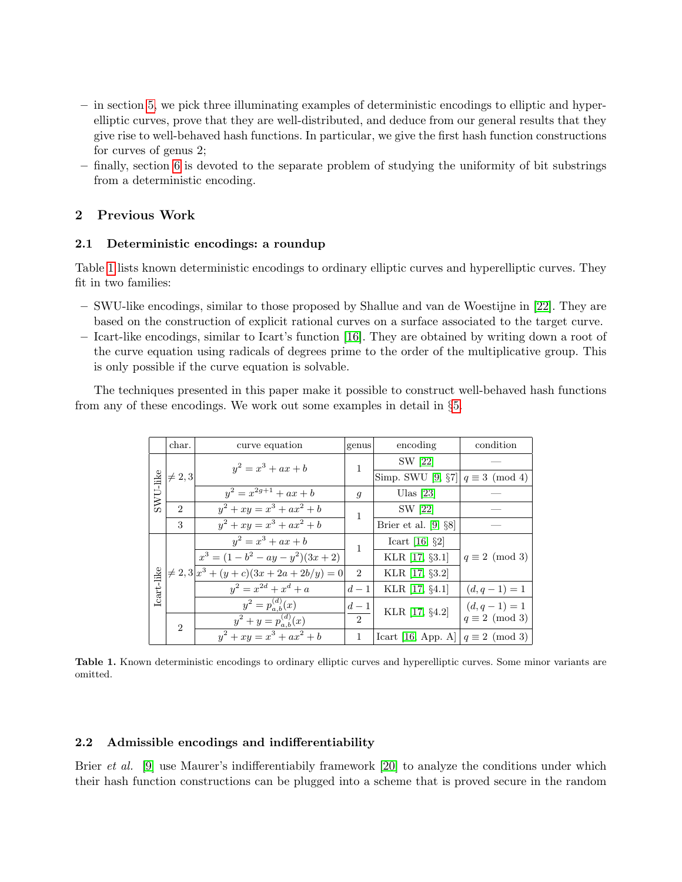– in section 5, we pick three illuminating examples of deterministic encodings to elliptic and hyperelliptic curves, prove that they are well-distributed, and deduce from our general results that they give rise to well-behaved hash functions. In particular, we give the first hash function constructions for curves of genus 2;
– finally, section 6 is devoted to the separate problem of studying the uniformity of bit substrings from a deterministic encoding.

## 2 Previous Work

### 2.1 Deterministic encodings: a roundup

Table 1 lists known deterministic encodings to ordinary elliptic curves and hyperelliptic curves. They fit in two families:

– SWU-like encodings, similar to those proposed by Shallue and van de Woestijne in [22]. They are based on the construction of explicit rational curves on a surface associated to the target curve.
– Icart-like encodings, similar to Icart's function [16]. They are obtained by writing down a root of the curve equation using radicals of degrees prime to the order of the multiplicative group. This is only possible if the curve equation is solvable.

The techniques presented in this paper make it possible to construct well-behaved hash functions from any of these encodings. We work out some examples in detail in §5.

| | char. | curve equation | genus | encoding | condition |
|---|---|---|---|---|---|
| SWU-like | $\neq 2,3$ | $y^2 = x^3 + ax + b$ | 1 | SW [22] | — |
| | | | | Simp. SWU [9, §7] | $q \equiv 3 \pmod 4$ |
| | | $y^2 = x^{2g+1} + ax + b$ | $g$ | Ulas [23] | — |
| | 2 | $y^2 + xy = x^3 + ax^2 + b$ | 1 | SW [22] | — |
| | 3 | $y^2 + xy = x^3 + ax^2 + b$ | | Brier et al. [9, §8] | — |
| Icart-like | $\neq 2,3$ | $y^2 = x^3 + ax + b$ | 1 | Icart [16, §2] | $q \equiv 2 \pmod 3$ |
| | | $x^3 = (1 - b^2 - ay - y^2)(3x + 2)$ | | KLR [17, §3.1] | |
| | | $x^3 + (y + c)(3x + 2a + 2b/y) = 0$ | 2 | KLR [17, §3.2] | |
| | | $y^2 = x^{2d} + x^d + a$ | $d - 1$ | KLR [17, §4.1] | $(d, q-1) = 1$ |
| | | $y^2 = p_{a,b}^{(d)}(x)$ | $d - 1$ | KLR [17, §4.2] | $(d, q-1) = 1$ <br> $q \equiv 2 \pmod 3$ |
| | 2 | $y^2 + y = p_{a,b}^{(d)}(x)$ | $\frac{d-1}{2}$ | | |
| | | $y^2 + xy = x^3 + ax^2 + b$ | 1 | Icart [16, App. A] | $q \equiv 2 \pmod 3$ |

**Table 1.** Known deterministic encodings to ordinary elliptic curves and hyperelliptic curves. Some minor variants are omitted.

### 2.2 Admissible encodings and indifferentiability

Brier *et al.* [9] use Maurer's indifferentiabily framework [20] to analyze the conditions under which their hash function constructions can be plugged into a scheme that is proved secure in the random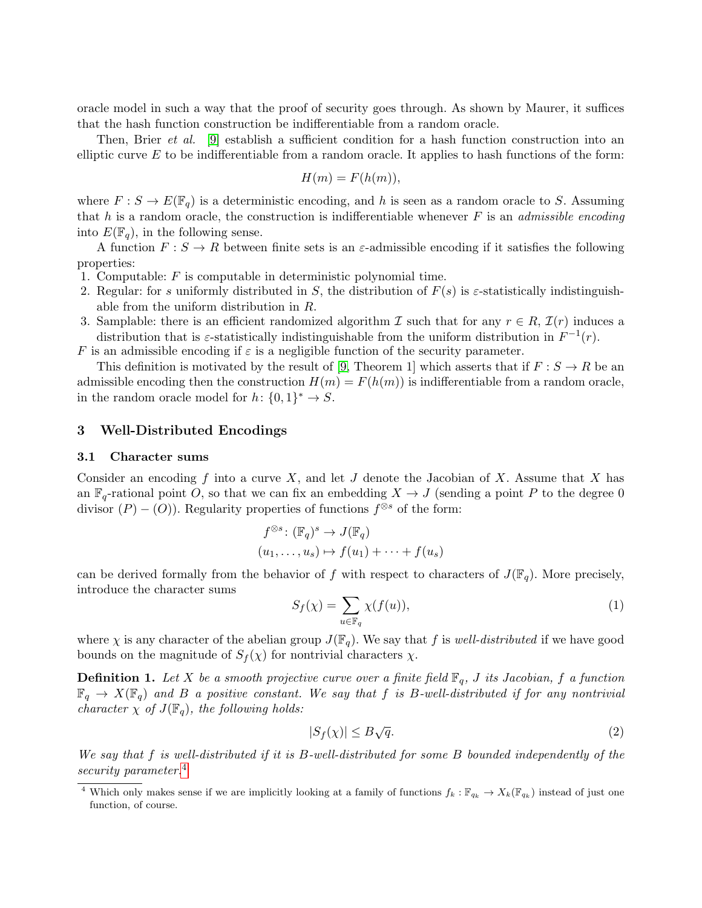oracle model in such a way that the proof of security goes through. As shown by Maurer, it suffices that the hash function construction be indifferentiable from a random oracle.

Then, Brier *et al.* [9] establish a sufficient condition for a hash function construction into an elliptic curve $E$ to be indifferentiable from a random oracle. It applies to hash functions of the form:

$$H(m) = F(h(m)),$$

where $F : S \to E(\mathbb{F}_q)$ is a deterministic encoding, and $h$ is seen as a random oracle to $S$. Assuming that $h$ is a random oracle, the construction is indifferentiable whenever $F$ is an *admissible encoding* into $E(\mathbb{F}_q)$, in the following sense.

A function $F : S \to R$ between finite sets is an $\varepsilon$-admissible encoding if it satisfies the following properties:

1. Computable: $F$ is computable in deterministic polynomial time.
2. Regular: for $s$ uniformly distributed in $S$, the distribution of $F(s)$ is $\varepsilon$-statistically indistinguishable from the uniform distribution in $R$.
3. Samplable: there is an efficient randomized algorithm $\mathcal{I}$ such that for any $r \in R$, $\mathcal{I}(r)$ induces a distribution that is $\varepsilon$-statistically indistinguishable from the uniform distribution in $F^{-1}(r)$.

$F$ is an admissible encoding if $\varepsilon$ is a negligible function of the security parameter.

This definition is motivated by the result of [9, Theorem 1] which asserts that if $F : S \to R$ be an admissible encoding then the construction $H(m) = F(h(m))$ is indifferentiable from a random oracle, in the random oracle model for $h\colon \{0,1\}^* \to S$.

## 3 Well-Distributed Encodings

### 3.1 Character sums

Consider an encoding $f$ into a curve $X$, and let $J$ denote the Jacobian of $X$. Assume that $X$ has an $\mathbb{F}_q$-rational point $O$, so that we can fix an embedding $X \to J$ (sending a point $P$ to the degree 0 divisor $(P) - (O)$). Regularity properties of functions $f^{\otimes s}$ of the form:

$$\begin{aligned} f^{\otimes s}\colon (\mathbb{F}_q)^s &\to J(\mathbb{F}_q) \\ (u_1, \dots, u_s) &\mapsto f(u_1) + \dots + f(u_s) \end{aligned}$$

can be derived formally from the behavior of $f$ with respect to characters of $J(\mathbb{F}_q)$. More precisely, introduce the character sums

$$S_f(\chi) = \sum_{u \in \mathbb{F}_q} \chi(f(u)), \tag{1}$$

where $\chi$ is any character of the abelian group $J(\mathbb{F}_q)$. We say that $f$ is *well-distributed* if we have good bounds on the magnitude of $S_f(\chi)$ for nontrivial characters $\chi$.

**Definition 1.** *Let $X$ be a smooth projective curve over a finite field $\mathbb{F}_q$, $J$ its Jacobian, $f$ a function $\mathbb{F}_q \to X(\mathbb{F}_q)$ and $B$ a positive constant. We say that $f$ is $B$-well-distributed if for any nontrivial character $\chi$ of $J(\mathbb{F}_q)$, the following holds:*

$$|S_f(\chi)| \leq B\sqrt{q}. \tag{2}$$

*We say that $f$ is well-distributed if it is $B$-well-distributed for some $B$ bounded independently of the security parameter.*[4]

[4] Which only makes sense if we are implicitly looking at a family of functions $f_k : \mathbb{F}_{q_k} \to X_k(\mathbb{F}_{q_k})$ instead of just one function, of course.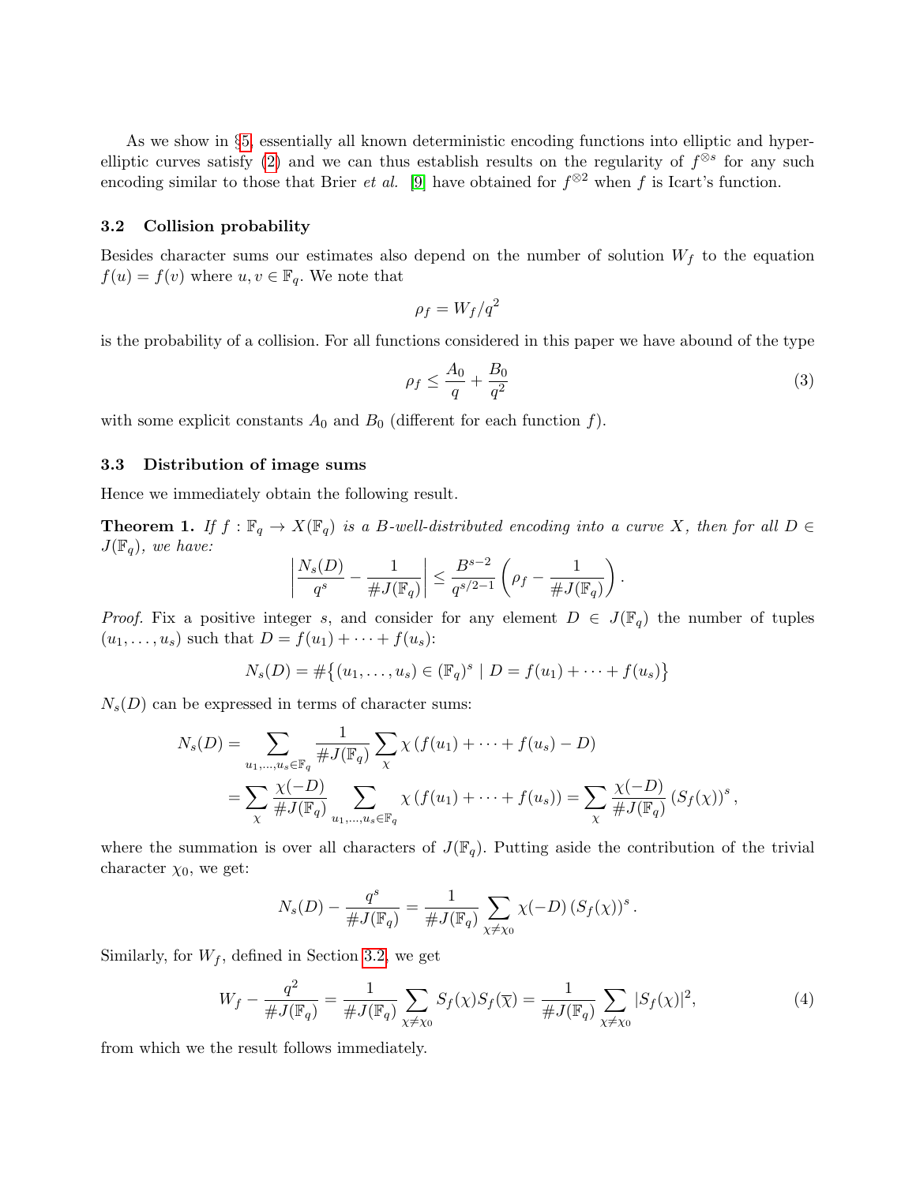As we show in §5, essentially all known deterministic encoding functions into elliptic and hyperelliptic curves satisfy (2) and we can thus establish results on the regularity of $f^{\otimes s}$ for any such encoding similar to those that Brier *et al.* [9] have obtained for $f^{\otimes 2}$ when $f$ is Icart's function.

### 3.2 Collision probability

Besides character sums our estimates also depend on the number of solution $W_f$ to the equation $f(u) = f(v)$ where $u, v \in \mathbb{F}_q$. We note that

$$\rho_f = W_f/q^2$$

is the probability of a collision. For all functions considered in this paper we have abound of the type

$$\rho_f \leq \frac{A_0}{q} + \frac{B_0}{q^2} \tag{3}$$

with some explicit constants $A_0$ and $B_0$ (different for each function $f$).

### 3.3 Distribution of image sums

Hence we immediately obtain the following result.

**Theorem 1.** *If $f : \mathbb{F}_q \to X(\mathbb{F}_q)$ is a $B$-well-distributed encoding into a curve $X$, then for all $D \in J(\mathbb{F}_q)$, we have:*

$$\left| \frac{N_s(D)}{q^s} - \frac{1}{\#J(\mathbb{F}_q)} \right| \leq \frac{B^{s-2}}{q^{s/2-1}} \left( \rho_f - \frac{1}{\#J(\mathbb{F}_q)} \right).$$

*Proof.* Fix a positive integer $s$, and consider for any element $D \in J(\mathbb{F}_q)$ the number of tuples $(u_1, \ldots, u_s)$ such that $D = f(u_1) + \cdots + f(u_s)$:

$$N_s(D) = \#\{(u_1, \ldots, u_s) \in (\mathbb{F}_q)^s \mid D = f(u_1) + \cdots + f(u_s)\}$$

$N_s(D)$ can be expressed in terms of character sums:

$$\begin{aligned}
N_s(D) &= \sum_{u_1,\ldots,u_s \in \mathbb{F}_q} \frac{1}{\#J(\mathbb{F}_q)} \sum_{\chi} \chi\left(f(u_1) + \cdots + f(u_s) - D\right) \\
&= \sum_{\chi} \frac{\chi(-D)}{\#J(\mathbb{F}_q)} \sum_{u_1,\ldots,u_s \in \mathbb{F}_q} \chi\left(f(u_1) + \cdots + f(u_s)\right) = \sum_{\chi} \frac{\chi(-D)}{\#J(\mathbb{F}_q)} \left(S_f(\chi)\right)^s,
\end{aligned}$$

where the summation is over all characters of $J(\mathbb{F}_q)$. Putting aside the contribution of the trivial character $\chi_0$, we get:

$$N_s(D) - \frac{q^s}{\#J(\mathbb{F}_q)} = \frac{1}{\#J(\mathbb{F}_q)} \sum_{\chi \neq \chi_0} \chi(-D) \left(S_f(\chi)\right)^s.$$

Similarly, for $W_f$, defined in Section 3.2, we get

$$W_f - \frac{q^2}{\#J(\mathbb{F}_q)} = \frac{1}{\#J(\mathbb{F}_q)} \sum_{\chi \neq \chi_0} S_f(\chi) S_f(\overline{\chi}) = \frac{1}{\#J(\mathbb{F}_q)} \sum_{\chi \neq \chi_0} |S_f(\chi)|^2, \tag{4}$$

from which we the result follows immediately.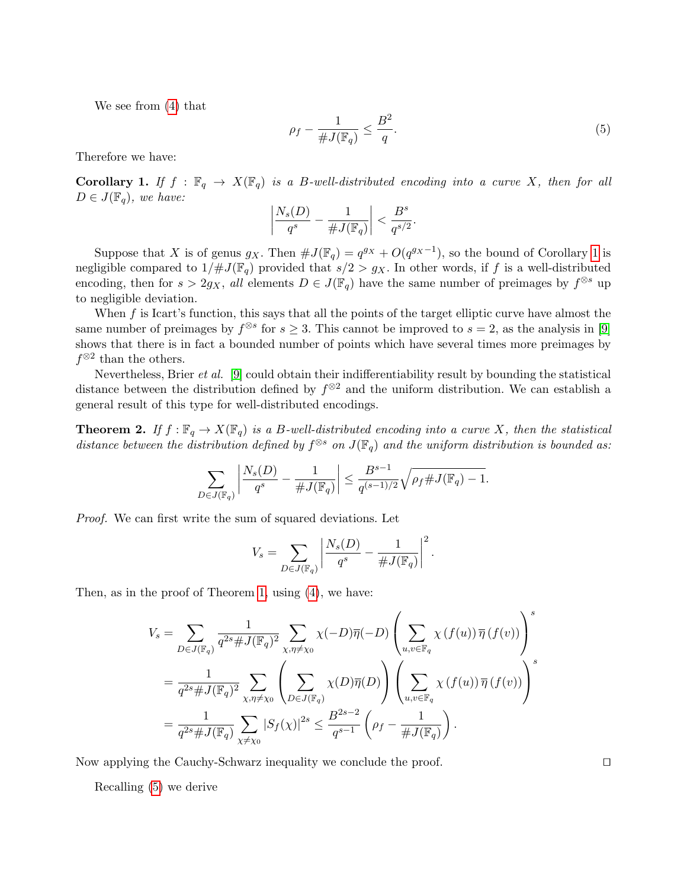We see from (4) that

$$\rho_f - \frac{1}{\#J(\mathbb{F}_q)} \le \frac{B^2}{q}. \tag{5}$$

Therefore we have:

**Corollary 1.** *If $f : \mathbb{F}_q \to X(\mathbb{F}_q)$ is a $B$-well-distributed encoding into a curve $X$, then for all $D \in J(\mathbb{F}_q)$, we have:*

$$\left| \frac{N_s(D)}{q^s} - \frac{1}{\#J(\mathbb{F}_q)} \right| < \frac{B^s}{q^{s/2}}.$$

Suppose that $X$ is of genus $g_X$. Then $\#J(\mathbb{F}_q) = q^{g_X} + O(q^{g_X - 1})$, so the bound of Corollary 1 is negligible compared to $1/\#J(\mathbb{F}_q)$ provided that $s/2 > g_X$. In other words, if $f$ is a well-distributed encoding, then for $s > 2g_X$, *all* elements $D \in J(\mathbb{F}_q)$ have the same number of preimages by $f^{\otimes s}$ up to negligible deviation.

When $f$ is Icart's function, this says that all the points of the target elliptic curve have almost the same number of preimages by $f^{\otimes s}$ for $s \ge 3$. This cannot be improved to $s = 2$, as the analysis in [9] shows that there is in fact a bounded number of points which have several times more preimages by $f^{\otimes 2}$ than the others.

Nevertheless, Brier *et al.* [9] could obtain their indifferentiability result by bounding the statistical distance between the distribution defined by $f^{\otimes 2}$ and the uniform distribution. We can establish a general result of this type for well-distributed encodings.

**Theorem 2.** *If $f : \mathbb{F}_q \to X(\mathbb{F}_q)$ is a $B$-well-distributed encoding into a curve $X$, then the statistical distance between the distribution defined by $f^{\otimes s}$ on $J(\mathbb{F}_q)$ and the uniform distribution is bounded as:*

$$\sum_{D \in J(\mathbb{F}_q)} \left| \frac{N_s(D)}{q^s} - \frac{1}{\#J(\mathbb{F}_q)} \right| \le \frac{B^{s-1}}{q^{(s-1)/2}} \sqrt{\rho_f \#J(\mathbb{F}_q) - 1}.$$

*Proof.* We can first write the sum of squared deviations. Let

$$V_s = \sum_{D \in J(\mathbb{F}_q)} \left| \frac{N_s(D)}{q^s} - \frac{1}{\#J(\mathbb{F}_q)} \right|^2.$$

Then, as in the proof of Theorem 1, using (4), we have:

$$\begin{aligned}
V_s &= \sum_{D \in J(\mathbb{F}_q)} \frac{1}{q^{2s} \#J(\mathbb{F}_q)^2} \sum_{\chi, \eta \neq \chi_0} \chi(-D)\overline{\eta}(-D) \left( \sum_{u,v \in \mathbb{F}_q} \chi\left(f(u)\right) \overline{\eta}\left(f(v)\right) \right)^s \\
&= \frac{1}{q^{2s} \#J(\mathbb{F}_q)^2} \sum_{\chi, \eta \neq \chi_0} \left( \sum_{D \in J(\mathbb{F}_q)} \chi(D)\overline{\eta}(D) \right) \left( \sum_{u,v \in \mathbb{F}_q} \chi\left(f(u)\right) \overline{\eta}\left(f(v)\right) \right)^s \\
&= \frac{1}{q^{2s} \#J(\mathbb{F}_q)} \sum_{\chi \neq \chi_0} \left| S_f(\chi) \right|^{2s} \le \frac{B^{2s-2}}{q^{s-1}} \left( \rho_f - \frac{1}{\#J(\mathbb{F}_q)} \right).
\end{aligned}$$

Now applying the Cauchy-Schwarz inequality we conclude the proof. ∎

Recalling (5) we derive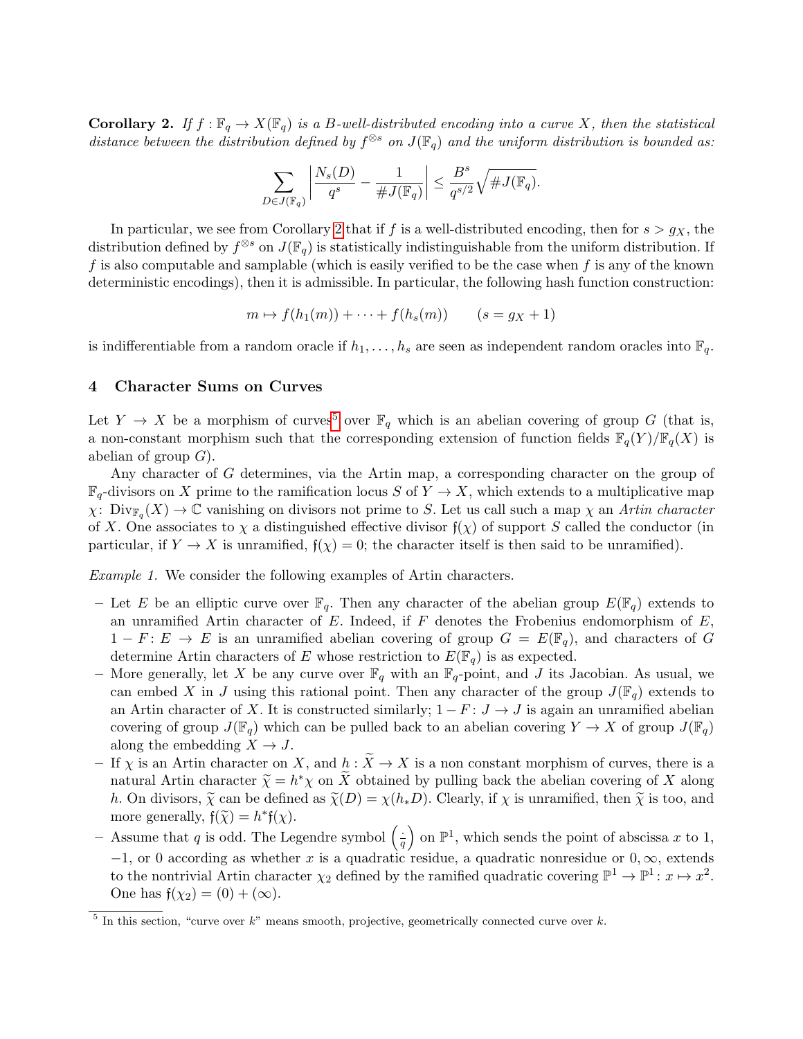**Corollary 2.** *If $f : \mathbb{F}_q \to X(\mathbb{F}_q)$ is a $B$-well-distributed encoding into a curve $X$, then the statistical distance between the distribution defined by $f^{\otimes s}$ on $J(\mathbb{F}_q)$ and the uniform distribution is bounded as:*

$$\sum_{D \in J(\mathbb{F}_q)} \left| \frac{N_s(D)}{q^s} - \frac{1}{\#J(\mathbb{F}_q)} \right| \leq \frac{B^s}{q^{s/2}} \sqrt{\#J(\mathbb{F}_q)}.$$

In particular, we see from Corollary 2 that if $f$ is a well-distributed encoding, then for $s > g_X$, the distribution defined by $f^{\otimes s}$ on $J(\mathbb{F}_q)$ is statistically indistinguishable from the uniform distribution. If $f$ is also computable and samplable (which is easily verified to be the case when $f$ is any of the known deterministic encodings), then it is admissible. In particular, the following hash function construction:

$$m \mapsto f(h_1(m)) + \cdots + f(h_s(m)) \qquad (s = g_X + 1)$$

is indifferentiable from a random oracle if $h_1, \ldots, h_s$ are seen as independent random oracles into $\mathbb{F}_q$.

## 4 Character Sums on Curves

Let $Y \to X$ be a morphism of curves[5] over $\mathbb{F}_q$ which is an abelian covering of group $G$ (that is, a non-constant morphism such that the corresponding extension of function fields $\mathbb{F}_q(Y)/\mathbb{F}_q(X)$ is abelian of group $G$).

Any character of $G$ determines, via the Artin map, a corresponding character on the group of $\mathbb{F}_q$-divisors on $X$ prime to the ramification locus $S$ of $Y \to X$, which extends to a multiplicative map $\chi\colon \operatorname{Div}_{\mathbb{F}_q}(X) \to \mathbb{C}$ vanishing on divisors not prime to $S$. Let us call such a map $\chi$ an *Artin character* of $X$. One associates to $\chi$ a distinguished effective divisor $\mathfrak{f}(\chi)$ of support $S$ called the conductor (in particular, if $Y \to X$ is unramified, $\mathfrak{f}(\chi) = 0$; the character itself is then said to be unramified).

*Example 1.* We consider the following examples of Artin characters.

- Let $E$ be an elliptic curve over $\mathbb{F}_q$. Then any character of the abelian group $E(\mathbb{F}_q)$ extends to an unramified Artin character of $E$. Indeed, if $F$ denotes the Frobenius endomorphism of $E$, $1 - F\colon E \to E$ is an unramified abelian covering of group $G = E(\mathbb{F}_q)$, and characters of $G$ determine Artin characters of $E$ whose restriction to $E(\mathbb{F}_q)$ is as expected.
- More generally, let $X$ be any curve over $\mathbb{F}_q$ with an $\mathbb{F}_q$-point, and $J$ its Jacobian. As usual, we can embed $X$ in $J$ using this rational point. Then any character of the group $J(\mathbb{F}_q)$ extends to an Artin character of $X$. It is constructed similarly; $1 - F\colon J \to J$ is again an unramified abelian covering of group $J(\mathbb{F}_q)$ which can be pulled back to an abelian covering $Y \to X$ of group $J(\mathbb{F}_q)$ along the embedding $X \to J$.
- If $\chi$ is an Artin character on $X$, and $h : \widetilde{X} \to X$ is a non constant morphism of curves, there is a natural Artin character $\widetilde{\chi} = h^*\chi$ on $\widetilde{X}$ obtained by pulling back the abelian covering of $X$ along $h$. On divisors, $\widetilde{\chi}$ can be defined as $\widetilde{\chi}(D) = \chi(h_* D)$. Clearly, if $\chi$ is unramified, then $\widetilde{\chi}$ is too, and more generally, $\mathfrak{f}(\widetilde{\chi}) = h^*\mathfrak{f}(\chi)$.
- Assume that $q$ is odd. The Legendre symbol $\left(\frac{\cdot}{q}\right)$ on $\mathbb{P}^1$, which sends the point of abscissa $x$ to 1, $-1$, or 0 according as whether $x$ is a quadratic residue, a quadratic nonresidue or $0, \infty$, extends to the nontrivial Artin character $\chi_2$ defined by the ramified quadratic covering $\mathbb{P}^1 \to \mathbb{P}^1 : x \mapsto x^2$. One has $\mathfrak{f}(\chi_2) = (0) + (\infty)$.

[5] In this section, "curve over $k$" means smooth, projective, geometrically connected curve over $k$.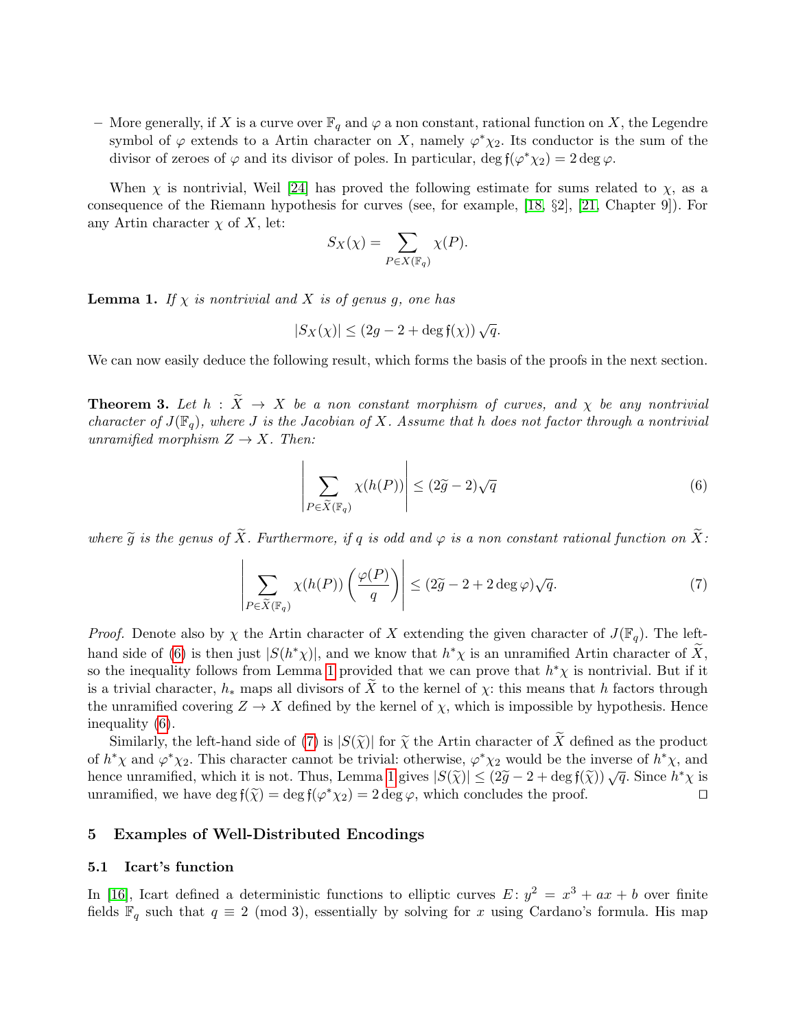– More generally, if $X$ is a curve over $\mathbb{F}_q$ and $\varphi$ a non constant, rational function on $X$, the Legendre symbol of $\varphi$ extends to a Artin character on $X$, namely $\varphi^*\chi_2$. Its conductor is the sum of the divisor of zeroes of $\varphi$ and its divisor of poles. In particular, $\deg \mathfrak{f}(\varphi^*\chi_2) = 2\deg\varphi$.

When $\chi$ is nontrivial, Weil [24] has proved the following estimate for sums related to $\chi$, as a consequence of the Riemann hypothesis for curves (see, for example, [18, §2], [21, Chapter 9]). For any Artin character $\chi$ of $X$, let:

$$S_X(\chi) = \sum_{P\in X(\mathbb{F}_q)} \chi(P).$$

**Lemma 1.** *If $\chi$ is nontrivial and $X$ is of genus $g$, one has*

$$|S_X(\chi)| \le (2g - 2 + \deg \mathfrak{f}(\chi))\sqrt{q}.$$

We can now easily deduce the following result, which forms the basis of the proofs in the next section.

**Theorem 3.** *Let $h : \widetilde{X} \to X$ be a non constant morphism of curves, and $\chi$ be any nontrivial character of $J(\mathbb{F}_q)$, where $J$ is the Jacobian of $X$. Assume that $h$ does not factor through a nontrivial unramified morphism $Z \to X$. Then:*

$$\left|\sum_{P\in\widetilde{X}(\mathbb{F}_q)} \chi(h(P))\right| \le (2\widetilde{g} - 2)\sqrt{q} \tag{6}$$

*where $\widetilde{g}$ is the genus of $\widetilde{X}$. Furthermore, if $q$ is odd and $\varphi$ is a non constant rational function on $\widetilde{X}$:*

$$\left|\sum_{P\in\widetilde{X}(\mathbb{F}_q)} \chi(h(P))\left(\frac{\varphi(P)}{q}\right)\right| \le (2\widetilde{g} - 2 + 2\deg\varphi)\sqrt{q}. \tag{7}$$

*Proof.* Denote also by $\chi$ the Artin character of $X$ extending the given character of $J(\mathbb{F}_q)$. The left-hand side of (6) is then just $|S(h^*\chi)|$, and we know that $h^*\chi$ is an unramified Artin character of $\widetilde{X}$, so the inequality follows from Lemma 1 provided that we can prove that $h^*\chi$ is nontrivial. But if it is a trivial character, $h_*$ maps all divisors of $\widetilde{X}$ to the kernel of $\chi$: this means that $h$ factors through the unramified covering $Z \to X$ defined by the kernel of $\chi$, which is impossible by hypothesis. Hence inequality (6).

Similarly, the left-hand side of (7) is $|S(\widetilde{\chi})|$ for $\widetilde{\chi}$ the Artin character of $\widetilde{X}$ defined as the product of $h^*\chi$ and $\varphi^*\chi_2$. This character cannot be trivial: otherwise, $\varphi^*\chi_2$ would be the inverse of $h^*\chi$, and hence unramified, which it is not. Thus, Lemma 1 gives $|S(\widetilde{\chi})| \le (2\widetilde{g} - 2 + \deg \mathfrak{f}(\widetilde{\chi}))\sqrt{q}$. Since $h^*\chi$ is unramified, we have $\deg \mathfrak{f}(\widetilde{\chi}) = \deg \mathfrak{f}(\varphi^*\chi_2) = 2\deg\varphi$, which concludes the proof. ◻

## 5 Examples of Well-Distributed Encodings

### 5.1 Icart's function

In [16], Icart defined a deterministic functions to elliptic curves $E\colon y^2 = x^3 + ax + b$ over finite fields $\mathbb{F}_q$ such that $q \equiv 2 \pmod 3$, essentially by solving for $x$ using Cardano's formula. His map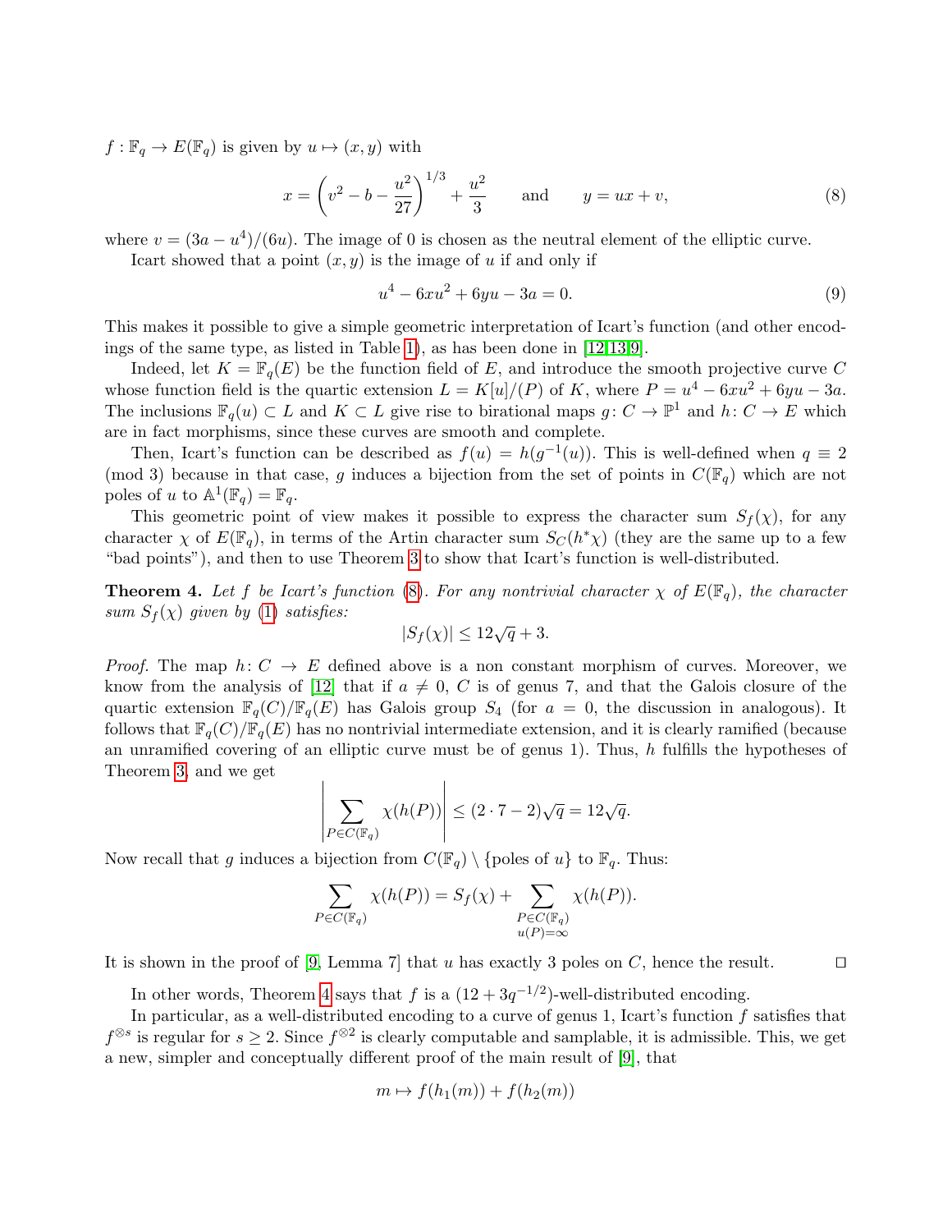$f : \mathbb{F}_q \to E(\mathbb{F}_q)$ is given by $u \mapsto (x, y)$ with

$$x = \left(v^2 - b - \frac{u^2}{27}\right)^{1/3} + \frac{u^2}{3} \qquad \text{and} \qquad y = ux + v, \tag{8}$$

where $v = (3a - u^4)/(6u)$. The image of 0 is chosen as the neutral element of the elliptic curve.

Icart showed that a point $(x, y)$ is the image of $u$ if and only if

$$u^4 - 6xu^2 + 6yu - 3a = 0. \tag{9}$$

This makes it possible to give a simple geometric interpretation of Icart's function (and other encodings of the same type, as listed in Table 1), as has been done in [12,13,9].

Indeed, let $K = \mathbb{F}_q(E)$ be the function field of $E$, and introduce the smooth projective curve $C$ whose function field is the quartic extension $L = K[u]/(P)$ of $K$, where $P = u^4 - 6xu^2 + 6yu - 3a$. The inclusions $\mathbb{F}_q(u) \subset L$ and $K \subset L$ give rise to birational maps $g \colon C \to \mathbb{P}^1$ and $h \colon C \to E$ which are in fact morphisms, since these curves are smooth and complete.

Then, Icart's function can be described as $f(u) = h(g^{-1}(u))$. This is well-defined when $q \equiv 2 \pmod 3$ because in that case, $g$ induces a bijection from the set of points in $C(\mathbb{F}_q)$ which are not poles of $u$ to $\mathbb{A}^1(\mathbb{F}_q) = \mathbb{F}_q$.

This geometric point of view makes it possible to express the character sum $S_f(\chi)$, for any character $\chi$ of $E(\mathbb{F}_q)$, in terms of the Artin character sum $S_C(h^*\chi)$ (they are the same up to a few "bad points"), and then to use Theorem 3 to show that Icart's function is well-distributed.

**Theorem 4.** *Let $f$ be Icart's function (8). For any nontrivial character $\chi$ of $E(\mathbb{F}_q)$, the character sum $S_f(\chi)$ given by (1) satisfies:*

$$|S_f(\chi)| \leq 12\sqrt{q} + 3.$$

*Proof.* The map $h \colon C \to E$ defined above is a non constant morphism of curves. Moreover, we know from the analysis of [12] that if $a \neq 0$, $C$ is of genus 7, and that the Galois closure of the quartic extension $\mathbb{F}_q(C)/\mathbb{F}_q(E)$ has Galois group $S_4$ (for $a = 0$, the discussion in analogous). It follows that $\mathbb{F}_q(C)/\mathbb{F}_q(E)$ has no nontrivial intermediate extension, and it is clearly ramified (because an unramified covering of an elliptic curve must be of genus 1). Thus, $h$ fulfills the hypotheses of Theorem 3, and we get

$$\left| \sum_{P \in C(\mathbb{F}_q)} \chi(h(P)) \right| \leq (2 \cdot 7 - 2)\sqrt{q} = 12\sqrt{q}.$$

Now recall that $g$ induces a bijection from $C(\mathbb{F}_q) \setminus \{\text{poles of } u\}$ to $\mathbb{F}_q$. Thus:

$$\sum_{P \in C(\mathbb{F}_q)} \chi(h(P)) = S_f(\chi) + \sum_{\substack{P \in C(\mathbb{F}_q) \\ u(P) = \infty}} \chi(h(P)).$$

It is shown in the proof of [9, Lemma 7] that $u$ has exactly 3 poles on $C$, hence the result. $\square$

In other words, Theorem 4 says that $f$ is a $(12 + 3q^{-1/2})$-well-distributed encoding.

In particular, as a well-distributed encoding to a curve of genus 1, Icart's function $f$ satisfies that $f^{\otimes s}$ is regular for $s \geq 2$. Since $f^{\otimes 2}$ is clearly computable and samplable, it is admissible. This, we get a new, simpler and conceptually different proof of the main result of [9], that

$$m \mapsto f(h_1(m)) + f(h_2(m))$$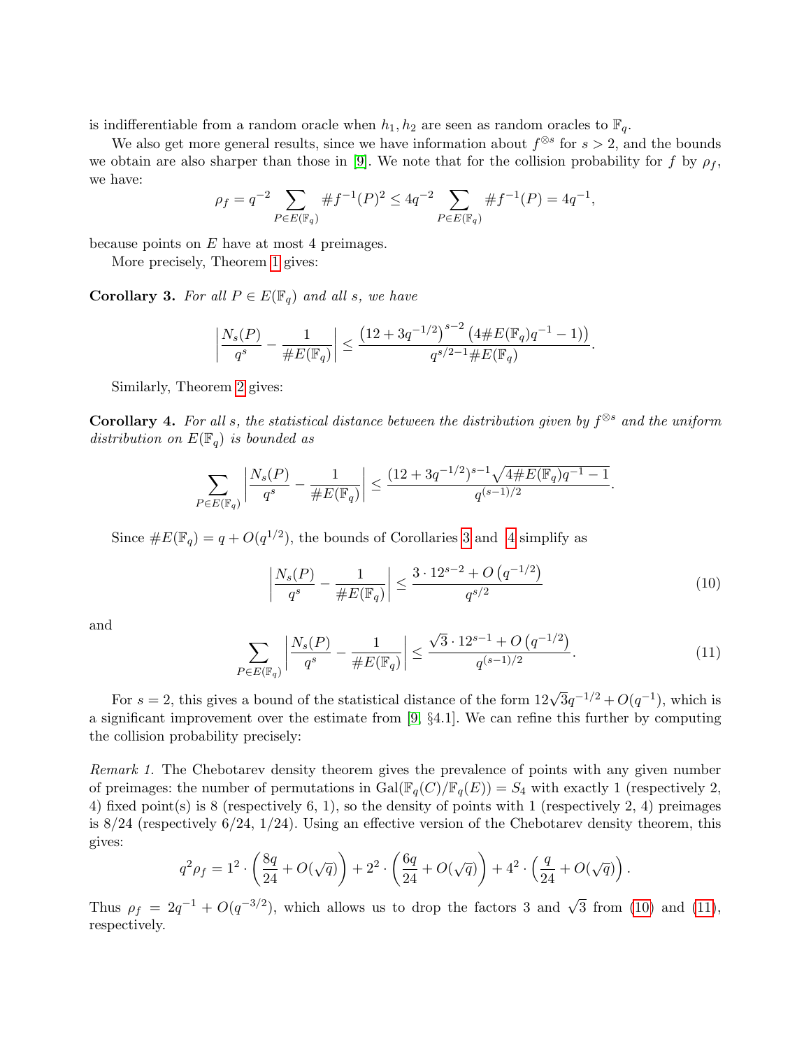is indifferentiable from a random oracle when $h_1, h_2$ are seen as random oracles to $\mathbb{F}_q$.

We also get more general results, since we have information about $f^{\otimes s}$ for $s > 2$, and the bounds we obtain are also sharper than those in [9]. We note that for the collision probability for $f$ by $\rho_f$, we have:

$$\rho_f = q^{-2} \sum_{P \in E(\mathbb{F}_q)} \# f^{-1}(P)^2 \leq 4q^{-2} \sum_{P \in E(\mathbb{F}_q)} \# f^{-1}(P) = 4q^{-1},$$

because points on $E$ have at most 4 preimages.

More precisely, Theorem 1 gives:

**Corollary 3.** *For all $P \in E(\mathbb{F}_q)$ and all $s$, we have*

$$\left| \frac{N_s(P)}{q^s} - \frac{1}{\# E(\mathbb{F}_q)} \right| \leq \frac{\left(12 + 3q^{-1/2}\right)^{s-2} \left(4 \# E(\mathbb{F}_q) q^{-1} - 1\right)}{q^{s/2-1} \# E(\mathbb{F}_q)}.$$

Similarly, Theorem 2 gives:

**Corollary 4.** *For all $s$, the statistical distance between the distribution given by $f^{\otimes s}$ and the uniform distribution on $E(\mathbb{F}_q)$ is bounded as*

$$\sum_{P \in E(\mathbb{F}_q)} \left| \frac{N_s(P)}{q^s} - \frac{1}{\# E(\mathbb{F}_q)} \right| \leq \frac{(12 + 3q^{-1/2})^{s-1} \sqrt{4 \# E(\mathbb{F}_q) q^{-1} - 1}}{q^{(s-1)/2}}.$$

Since $\# E(\mathbb{F}_q) = q + O(q^{1/2})$, the bounds of Corollaries 3 and 4 simplify as

$$\left| \frac{N_s(P)}{q^s} - \frac{1}{\# E(\mathbb{F}_q)} \right| \leq \frac{3 \cdot 12^{s-2} + O\left(q^{-1/2}\right)}{q^{s/2}} \tag{10}$$

and

$$\sum_{P \in E(\mathbb{F}_q)} \left| \frac{N_s(P)}{q^s} - \frac{1}{\# E(\mathbb{F}_q)} \right| \leq \frac{\sqrt{3} \cdot 12^{s-1} + O\left(q^{-1/2}\right)}{q^{(s-1)/2}}. \tag{11}$$

For $s = 2$, this gives a bound of the statistical distance of the form $12\sqrt{3}q^{-1/2} + O(q^{-1})$, which is a significant improvement over the estimate from [9] §4.1]. We can refine this further by computing the collision probability precisely:

*Remark 1.* The Chebotarev density theorem gives the prevalence of points with any given number of preimages: the number of permutations in $\mathrm{Gal}(\mathbb{F}_q(C)/\mathbb{F}_q(E)) = S_4$ with exactly 1 (respectively 2, 4) fixed point(s) is 8 (respectively 6, 1), so the density of points with 1 (respectively 2, 4) preimages is 8/24 (respectively 6/24, 1/24). Using an effective version of the Chebotarev density theorem, this gives:

$$q^2 \rho_f = 1^2 \cdot \left( \frac{8q}{24} + O(\sqrt{q}) \right) + 2^2 \cdot \left( \frac{6q}{24} + O(\sqrt{q}) \right) + 4^2 \cdot \left( \frac{q}{24} + O(\sqrt{q}) \right).$$

Thus $\rho_f = 2q^{-1} + O(q^{-3/2})$, which allows us to drop the factors 3 and $\sqrt{3}$ from (10) and (11), respectively.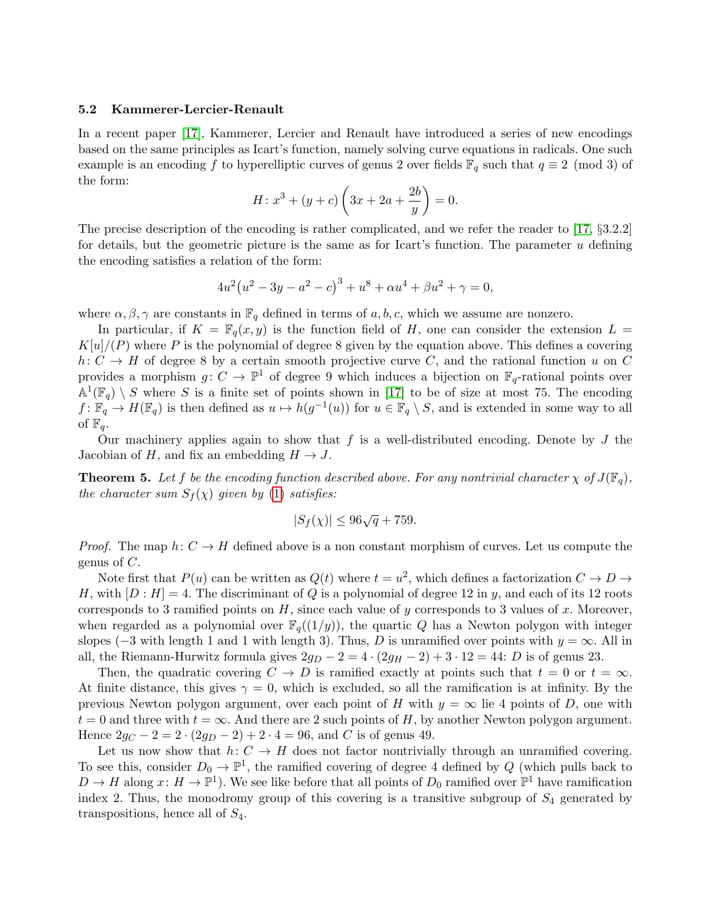### 5.2 Kammerer-Lercier-Renault

In a recent paper [17], Kammerer, Lercier and Renault have introduced a series of new encodings based on the same principles as Icart's function, namely solving curve equations in radicals. One such example is an encoding $f$ to hyperelliptic curves of genus 2 over fields $\mathbb{F}_q$ such that $q \equiv 2 \pmod 3$ of the form:

$$H\colon x^3 + (y+c)\left(3x + 2a + \frac{2b}{y}\right) = 0.$$

The precise description of the encoding is rather complicated, and we refer the reader to [17, §3.2.2] for details, but the geometric picture is the same as for Icart's function. The parameter $u$ defining the encoding satisfies a relation of the form:

$$4u^2\big(u^2 - 3y - a^2 - c\big)^3 + u^8 + \alpha u^4 + \beta u^2 + \gamma = 0,$$

where $\alpha, \beta, \gamma$ are constants in $\mathbb{F}_q$ defined in terms of $a, b, c$, which we assume are nonzero.

In particular, if $K = \mathbb{F}_q(x, y)$ is the function field of $H$, one can consider the extension $L = K[u]/(P)$ where $P$ is the polynomial of degree 8 given by the equation above. This defines a covering $h\colon C \to H$ of degree 8 by a certain smooth projective curve $C$, and the rational function $u$ on $C$ provides a morphism $g\colon C \to \mathbb{P}^1$ of degree 9 which induces a bijection on $\mathbb{F}_q$-rational points over $\mathbb{A}^1(\mathbb{F}_q) \setminus S$ where $S$ is a finite set of points shown in [17] to be of size at most 75. The encoding $f\colon \mathbb{F}_q \to H(\mathbb{F}_q)$ is then defined as $u \mapsto h(g^{-1}(u))$ for $u \in \mathbb{F}_q \setminus S$, and is extended in some way to all of $\mathbb{F}_q$.

Our machinery applies again to show that $f$ is a well-distributed encoding. Denote by $J$ the Jacobian of $H$, and fix an embedding $H \to J$.

**Theorem 5.** *Let $f$ be the encoding function described above. For any nontrivial character $\chi$ of $J(\mathbb{F}_q)$, the character sum $S_f(\chi)$ given by (1) satisfies:*

$$|S_f(\chi)| \leq 96\sqrt{q} + 759.$$

*Proof.* The map $h\colon C \to H$ defined above is a non constant morphism of curves. Let us compute the genus of $C$.

Note first that $P(u)$ can be written as $Q(t)$ where $t = u^2$, which defines a factorization $C \to D \to H$, with $[D : H] = 4$. The discriminant of $Q$ is a polynomial of degree 12 in $y$, and each of its 12 roots corresponds to 3 ramified points on $H$, since each value of $y$ corresponds to 3 values of $x$. Moreover, when regarded as a polynomial over $\mathbb{F}_q((1/y))$, the quartic $Q$ has a Newton polygon with integer slopes ($-3$ with length 1 and 1 with length 3). Thus, $D$ is unramified over points with $y = \infty$. All in all, the Riemann-Hurwitz formula gives $2g_D - 2 = 4 \cdot (2g_H - 2) + 3 \cdot 12 = 44$: $D$ is of genus 23.

Then, the quadratic covering $C \to D$ is ramified exactly at points such that $t = 0$ or $t = \infty$. At finite distance, this gives $\gamma = 0$, which is excluded, so all the ramification is at infinity. By the previous Newton polygon argument, over each point of $H$ with $y = \infty$ lie 4 points of $D$, one with $t = 0$ and three with $t = \infty$. And there are 2 such points of $H$, by another Newton polygon argument. Hence $2g_C - 2 = 2 \cdot (2g_D - 2) + 2 \cdot 4 = 96$, and $C$ is of genus 49.

Let us now show that $h\colon C \to H$ does not factor nontrivially through an unramified covering. To see this, consider $D_0 \to \mathbb{P}^1$, the ramified covering of degree 4 defined by $Q$ (which pulls back to $D \to H$ along $x\colon H \to \mathbb{P}^1$). We see like before that all points of $D_0$ ramified over $\mathbb{P}^1$ have ramification index 2. Thus, the monodromy group of this covering is a transitive subgroup of $S_4$ generated by transpositions, hence all of $S_4$.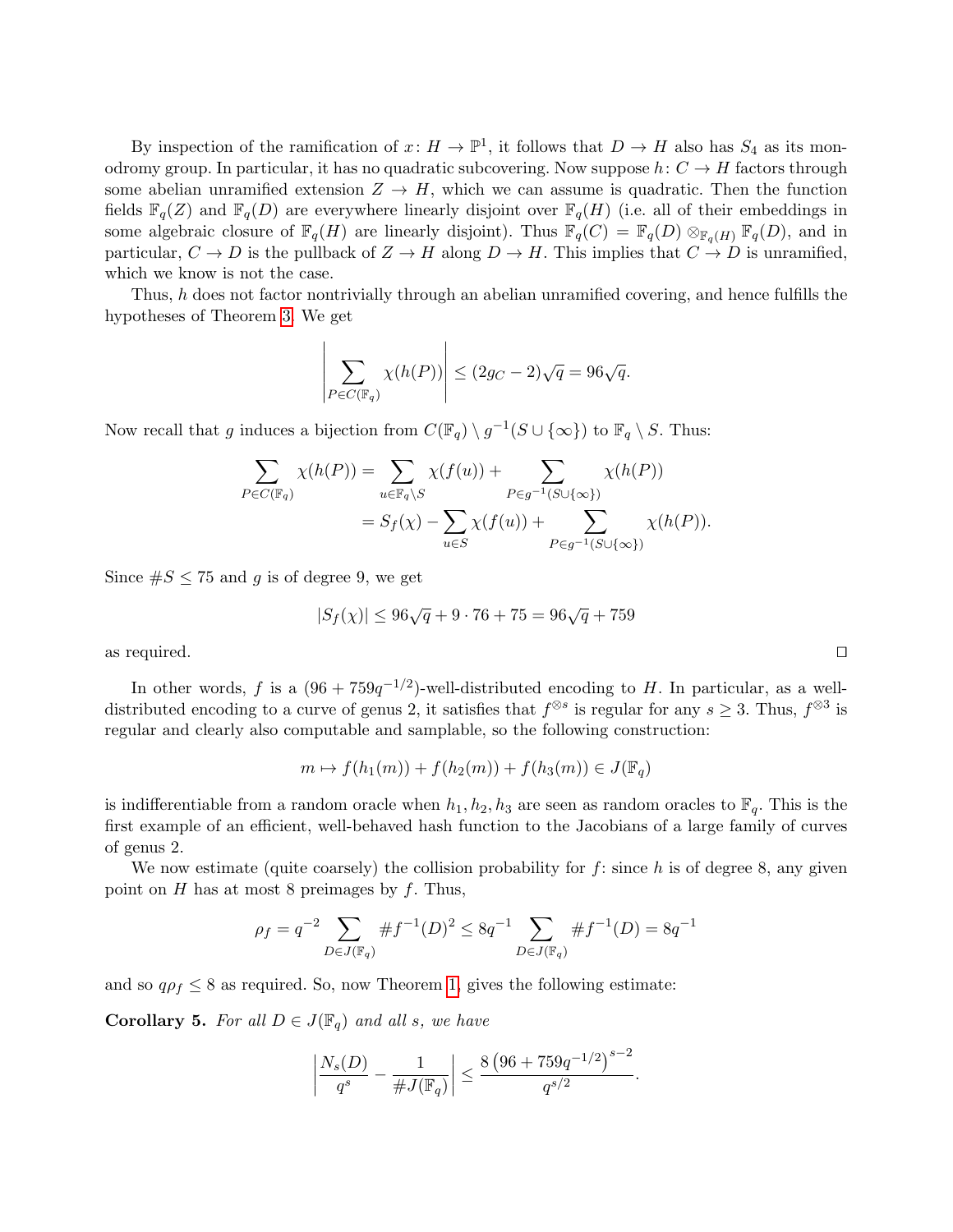By inspection of the ramification of $x\colon H \to \mathbb{P}^1$, it follows that $D \to H$ also has $S_4$ as its monodromy group. In particular, it has no quadratic subcovering. Now suppose $h\colon C \to H$ factors through some abelian unramified extension $Z \to H$, which we can assume is quadratic. Then the function fields $\mathbb{F}_q(Z)$ and $\mathbb{F}_q(D)$ are everywhere linearly disjoint over $\mathbb{F}_q(H)$ (i.e. all of their embeddings in some algebraic closure of $\mathbb{F}_q(H)$ are linearly disjoint). Thus $\mathbb{F}_q(C) = \mathbb{F}_q(D) \otimes_{\mathbb{F}_q(H)} \mathbb{F}_q(D)$, and in particular, $C \to D$ is the pullback of $Z \to H$ along $D \to H$. This implies that $C \to D$ is unramified, which we know is not the case.

Thus, $h$ does not factor nontrivially through an abelian unramified covering, and hence fulfills the hypotheses of Theorem 3. We get

$$\left| \sum_{P \in C(\mathbb{F}_q)} \chi(h(P)) \right| \leq (2g_C - 2)\sqrt{q} = 96\sqrt{q}.$$

Now recall that $g$ induces a bijection from $C(\mathbb{F}_q) \setminus g^{-1}(S \cup \{\infty\})$ to $\mathbb{F}_q \setminus S$. Thus:

$$\begin{aligned}
\sum_{P \in C(\mathbb{F}_q)} \chi(h(P)) &= \sum_{u \in \mathbb{F}_q \setminus S} \chi(f(u)) + \sum_{P \in g^{-1}(S \cup \{\infty\})} \chi(h(P)) \\
&= S_f(\chi) - \sum_{u \in S} \chi(f(u)) + \sum_{P \in g^{-1}(S \cup \{\infty\})} \chi(h(P)).
\end{aligned}$$

Since $\#S \leq 75$ and $g$ is of degree 9, we get

$$|S_f(\chi)| \leq 96\sqrt{q} + 9 \cdot 76 + 75 = 96\sqrt{q} + 759$$

as required. ∎

In other words, $f$ is a $(96 + 759q^{-1/2})$-well-distributed encoding to $H$. In particular, as a well-distributed encoding to a curve of genus 2, it satisfies that $f^{\otimes s}$ is regular for any $s \geq 3$. Thus, $f^{\otimes 3}$ is regular and clearly also computable and samplable, so the following construction:

$$m \mapsto f(h_1(m)) + f(h_2(m)) + f(h_3(m)) \in J(\mathbb{F}_q)$$

is indifferentiable from a random oracle when $h_1, h_2, h_3$ are seen as random oracles to $\mathbb{F}_q$. This is the first example of an efficient, well-behaved hash function to the Jacobians of a large family of curves of genus 2.

We now estimate (quite coarsely) the collision probability for $f$: since $h$ is of degree 8, any given point on $H$ has at most 8 preimages by $f$. Thus,

$$\rho_f = q^{-2} \sum_{D \in J(\mathbb{F}_q)} \#f^{-1}(D)^2 \leq 8q^{-1} \sum_{D \in J(\mathbb{F}_q)} \#f^{-1}(D) = 8q^{-1}$$

and so $q\rho_f \leq 8$ as required. So, now Theorem 1, gives the following estimate:

**Corollary 5.** *For all $D \in J(\mathbb{F}_q)$ and all $s$, we have*

$$\left| \frac{N_s(D)}{q^s} - \frac{1}{\#J(\mathbb{F}_q)} \right| \leq \frac{8\left(96 + 759q^{-1/2}\right)^{s-2}}{q^{s/2}}.$$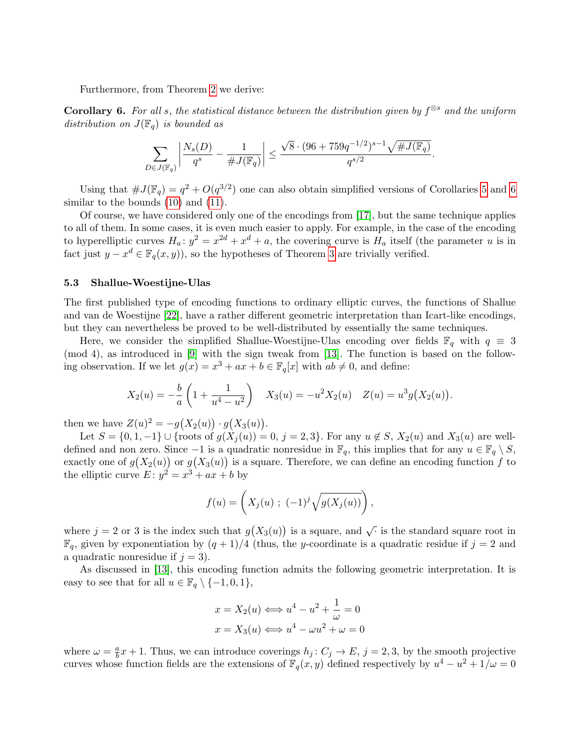Furthermore, from Theorem 2 we derive:

**Corollary 6.** *For all $s$, the statistical distance between the distribution given by $f^{\otimes s}$ and the uniform distribution on $J(\mathbb{F}_q)$ is bounded as*

$$\sum_{D\in J(\mathbb{F}_q)} \left| \frac{N_s(D)}{q^s} - \frac{1}{\#J(\mathbb{F}_q)} \right| \leq \frac{\sqrt{8}\cdot(96+759q^{-1/2})^{s-1}\sqrt{\#J(\mathbb{F}_q)}}{q^{s/2}}.$$

Using that $\#J(\mathbb{F}_q) = q^2 + O(q^{3/2})$ one can also obtain simplified versions of Corollaries 5 and 6 similar to the bounds (10) and (11).

Of course, we have considered only one of the encodings from [17], but the same technique applies to all of them. In some cases, it is even much easier to apply. For example, in the case of the encoding to hyperelliptic curves $H_a\colon y^2 = x^{2d} + x^d + a$, the covering curve is $H_a$ itself (the parameter $u$ is in fact just $y - x^d \in \mathbb{F}_q(x,y)$), so the hypotheses of Theorem 3 are trivially verified.

### 5.3 Shallue-Woestijne-Ulas

The first published type of encoding functions to ordinary elliptic curves, the functions of Shallue and van de Woestijne [22], have a rather different geometric interpretation than Icart-like encodings, but they can nevertheless be proved to be well-distributed by essentially the same techniques.

Here, we consider the simplified Shallue-Woestijne-Ulas encoding over fields $\mathbb{F}_q$ with $q \equiv 3 \pmod 4$, as introduced in [9] with the sign tweak from [13]. The function is based on the following observation. If we let $g(x) = x^3 + ax + b \in \mathbb{F}_q[x]$ with $ab \neq 0$, and define:

$$X_2(u) = -\frac{b}{a}\left(1 + \frac{1}{u^4 - u^2}\right) \quad X_3(u) = -u^2 X_2(u) \quad Z(u) = u^3 g\big(X_2(u)\big).$$

then we have $Z(u)^2 = -g\big(X_2(u)\big)\cdot g\big(X_3(u)\big)$.

Let $S = \{0, 1, -1\} \cup \{\text{roots of } g(X_j(u)) = 0,\ j = 2,3\}$. For any $u \notin S$, $X_2(u)$ and $X_3(u)$ are well-defined and non zero. Since $-1$ is a quadratic nonresidue in $\mathbb{F}_q$, this implies that for any $u \in \mathbb{F}_q \setminus S$, exactly one of $g\big(X_2(u)\big)$ or $g\big(X_3(u)\big)$ is a square. Therefore, we can define an encoding function $f$ to the elliptic curve $E\colon y^2 = x^3 + ax + b$ by

$$f(u) = \left(X_j(u)\ ;\ (-1)^j\sqrt{g(X_j(u))}\right),$$

where $j = 2$ or $3$ is the index such that $g\big(X_3(u)\big)$ is a square, and $\sqrt{\cdot}$ is the standard square root in $\mathbb{F}_q$, given by exponentiation by $(q+1)/4$ (thus, the $y$-coordinate is a quadratic residue if $j = 2$ and a quadratic nonresidue if $j = 3$).

As discussed in [13], this encoding function admits the following geometric interpretation. It is easy to see that for all $u \in \mathbb{F}_q \setminus \{-1, 0, 1\}$,

$$x = X_2(u) \iff u^4 - u^2 + \frac{1}{\omega} = 0$$
$$x = X_3(u) \iff u^4 - \omega u^2 + \omega = 0$$

where $\omega = \frac{a}{b}x + 1$. Thus, we can introduce coverings $h_j\colon C_j \to E$, $j = 2,3$, by the smooth projective curves whose function fields are the extensions of $\mathbb{F}_q(x,y)$ defined respectively by $u^4 - u^2 + 1/\omega = 0$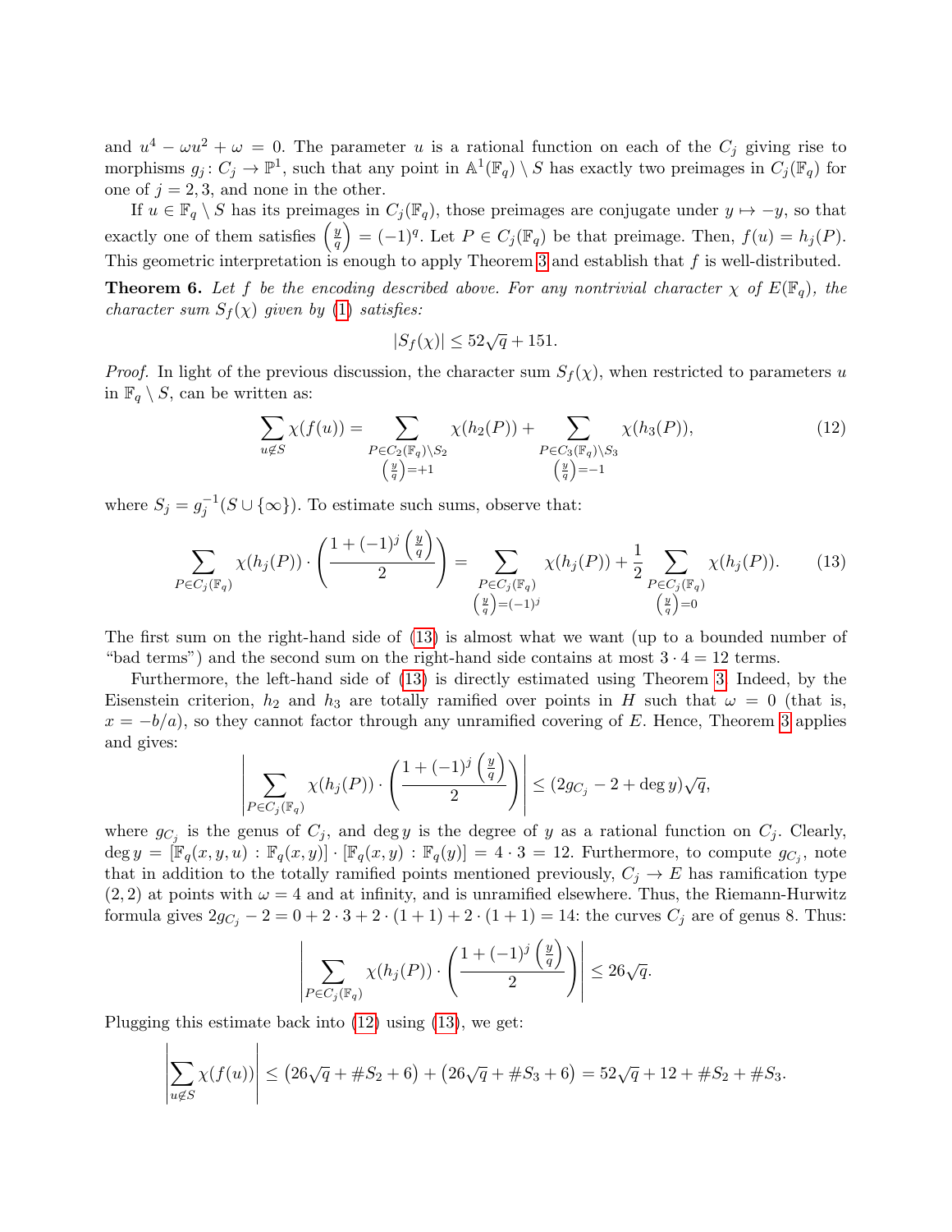and $u^4 - \omega u^2 + \omega = 0$. The parameter $u$ is a rational function on each of the $C_j$ giving rise to morphisms $g_j : C_j \to \mathbb{P}^1$, such that any point in $\mathbb{A}^1(\mathbb{F}_q) \setminus S$ has exactly two preimages in $C_j(\mathbb{F}_q)$ for one of $j = 2, 3$, and none in the other.

If $u \in \mathbb{F}_q \setminus S$ has its preimages in $C_j(\mathbb{F}_q)$, those preimages are conjugate under $y \mapsto -y$, so that exactly one of them satisfies $\left(\frac{y}{q}\right) = (-1)^q$. Let $P \in C_j(\mathbb{F}_q)$ be that preimage. Then, $f(u) = h_j(P)$. This geometric interpretation is enough to apply Theorem 3 and establish that $f$ is well-distributed.

**Theorem 6.** *Let $f$ be the encoding described above. For any nontrivial character $\chi$ of $E(\mathbb{F}_q)$, the character sum $S_f(\chi)$ given by (1) satisfies:*

$$|S_f(\chi)| \le 52\sqrt{q} + 151.$$

*Proof.* In light of the previous discussion, the character sum $S_f(\chi)$, when restricted to parameters $u$ in $\mathbb{F}_q \setminus S$, can be written as:

$$\sum_{u \notin S} \chi(f(u)) = \sum_{\substack{P \in C_2(\mathbb{F}_q)\setminus S_2 \\ \left(\frac{y}{q}\right)=+1}} \chi(h_2(P)) + \sum_{\substack{P \in C_3(\mathbb{F}_q)\setminus S_3 \\ \left(\frac{y}{q}\right)=-1}} \chi(h_3(P)), \tag{12}$$

where $S_j = g_j^{-1}(S \cup \{\infty\})$. To estimate such sums, observe that:

$$\sum_{P \in C_j(\mathbb{F}_q)} \chi(h_j(P)) \cdot \left(\frac{1 + (-1)^j \left(\frac{y}{q}\right)}{2}\right) = \sum_{\substack{P \in C_j(\mathbb{F}_q) \\ \left(\frac{y}{q}\right)=(-1)^j}} \chi(h_j(P)) + \frac{1}{2} \sum_{\substack{P \in C_j(\mathbb{F}_q) \\ \left(\frac{y}{q}\right)=0}} \chi(h_j(P)). \tag{13}$$

The first sum on the right-hand side of (13) is almost what we want (up to a bounded number of "bad terms") and the second sum on the right-hand side contains at most $3 \cdot 4 = 12$ terms.

Furthermore, the left-hand side of (13) is directly estimated using Theorem 3. Indeed, by the Eisenstein criterion, $h_2$ and $h_3$ are totally ramified over points in $H$ such that $\omega = 0$ (that is, $x = -b/a$), so they cannot factor through any unramified covering of $E$. Hence, Theorem 3 applies and gives:

$$\left| \sum_{P \in C_j(\mathbb{F}_q)} \chi(h_j(P)) \cdot \left(\frac{1 + (-1)^j \left(\frac{y}{q}\right)}{2}\right) \right| \le (2g_{C_j} - 2 + \deg y)\sqrt{q},$$

where $g_{C_j}$ is the genus of $C_j$, and $\deg y$ is the degree of $y$ as a rational function on $C_j$. Clearly, $\deg y = [\mathbb{F}_q(x,y,u) : \mathbb{F}_q(x,y)] \cdot [\mathbb{F}_q(x,y) : \mathbb{F}_q(y)] = 4 \cdot 3 = 12$. Furthermore, to compute $g_{C_j}$, note that in addition to the totally ramified points mentioned previously, $C_j \to E$ has ramification type $(2,2)$ at points with $\omega = 4$ and at infinity, and is unramified elsewhere. Thus, the Riemann-Hurwitz formula gives $2g_{C_j} - 2 = 0 + 2 \cdot 3 + 2 \cdot (1+1) + 2 \cdot (1+1) = 14$: the curves $C_j$ are of genus 8. Thus:

$$\left| \sum_{P \in C_j(\mathbb{F}_q)} \chi(h_j(P)) \cdot \left(\frac{1 + (-1)^j \left(\frac{y}{q}\right)}{2}\right) \right| \le 26\sqrt{q}.$$

Plugging this estimate back into (12) using (13), we get:

$$\left| \sum_{u \notin S} \chi(f(u)) \right| \le \left(26\sqrt{q} + \#S_2 + 6\right) + \left(26\sqrt{q} + \#S_3 + 6\right) = 52\sqrt{q} + 12 + \#S_2 + \#S_3.$$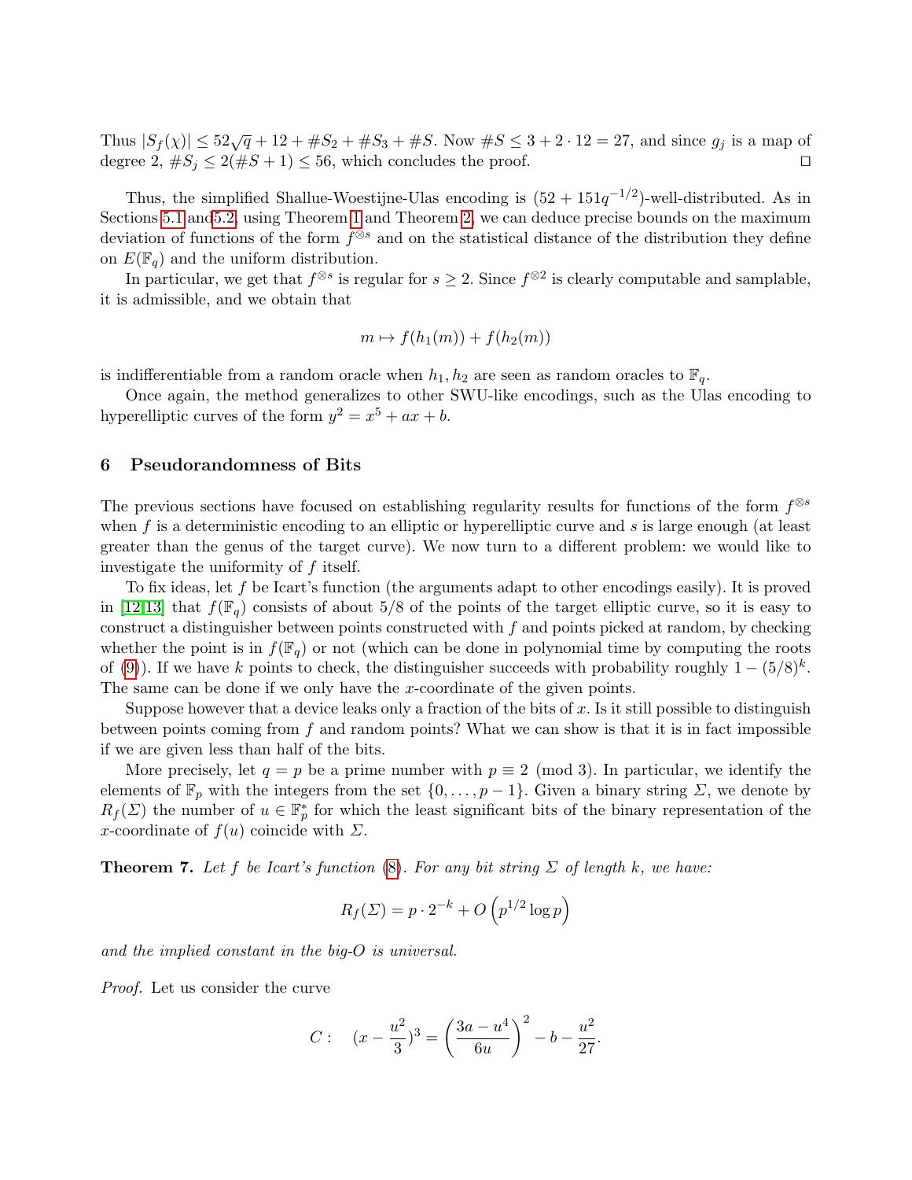Thus $|S_f(\chi)| \leq 52\sqrt{q} + 12 + \#S_2 + \#S_3 + \#S$. Now $\#S \leq 3 + 2 \cdot 12 = 27$, and since $g_j$ is a map of degree 2, $\#S_j \leq 2(\#S + 1) \leq 56$, which concludes the proof. ◻

Thus, the simplified Shallue-Woestijne-Ulas encoding is $(52 + 151q^{-1/2})$-well-distributed. As in Sections 5.1 and 5.2, using Theorem 1 and Theorem 2, we can deduce precise bounds on the maximum deviation of functions of the form $f^{\otimes s}$ and on the statistical distance of the distribution they define on $E(\mathbb{F}_q)$ and the uniform distribution.

In particular, we get that $f^{\otimes s}$ is regular for $s \geq 2$. Since $f^{\otimes 2}$ is clearly computable and samplable, it is admissible, and we obtain that

$$m \mapsto f(h_1(m)) + f(h_2(m))$$

is indifferentiable from a random oracle when $h_1, h_2$ are seen as random oracles to $\mathbb{F}_q$.

Once again, the method generalizes to other SWU-like encodings, such as the Ulas encoding to hyperelliptic curves of the form $y^2 = x^5 + ax + b$.

## 6 Pseudorandomness of Bits

The previous sections have focused on establishing regularity results for functions of the form $f^{\otimes s}$ when $f$ is a deterministic encoding to an elliptic or hyperelliptic curve and $s$ is large enough (at least greater than the genus of the target curve). We now turn to a different problem: we would like to investigate the uniformity of $f$ itself.

To fix ideas, let $f$ be Icart's function (the arguments adapt to other encodings easily). It is proved in [12,13] that $f(\mathbb{F}_q)$ consists of about 5/8 of the points of the target elliptic curve, so it is easy to construct a distinguisher between points constructed with $f$ and points picked at random, by checking whether the point is in $f(\mathbb{F}_q)$ or not (which can be done in polynomial time by computing the roots of (9)). If we have $k$ points to check, the distinguisher succeeds with probability roughly $1 - (5/8)^k$. The same can be done if we only have the $x$-coordinate of the given points.

Suppose however that a device leaks only a fraction of the bits of $x$. Is it still possible to distinguish between points coming from $f$ and random points? What we can show is that it is in fact impossible if we are given less than half of the bits.

More precisely, let $q = p$ be a prime number with $p \equiv 2 \pmod 3$. In particular, we identify the elements of $\mathbb{F}_p$ with the integers from the set $\{0, \ldots, p-1\}$. Given a binary string $\Sigma$, we denote by $R_f(\Sigma)$ the number of $u \in \mathbb{F}_p^*$ for which the least significant bits of the binary representation of the $x$-coordinate of $f(u)$ coincide with $\Sigma$.

**Theorem 7.** *Let $f$ be Icart's function (8). For any bit string $\Sigma$ of length $k$, we have:*

$$R_f(\Sigma) = p \cdot 2^{-k} + O\left(p^{1/2} \log p\right)$$

*and the implied constant in the big-O is universal.*

*Proof.* Let us consider the curve

$$C: \quad (x - \frac{u^2}{3})^3 = \left(\frac{3a - u^4}{6u}\right)^2 - b - \frac{u^2}{27}.$$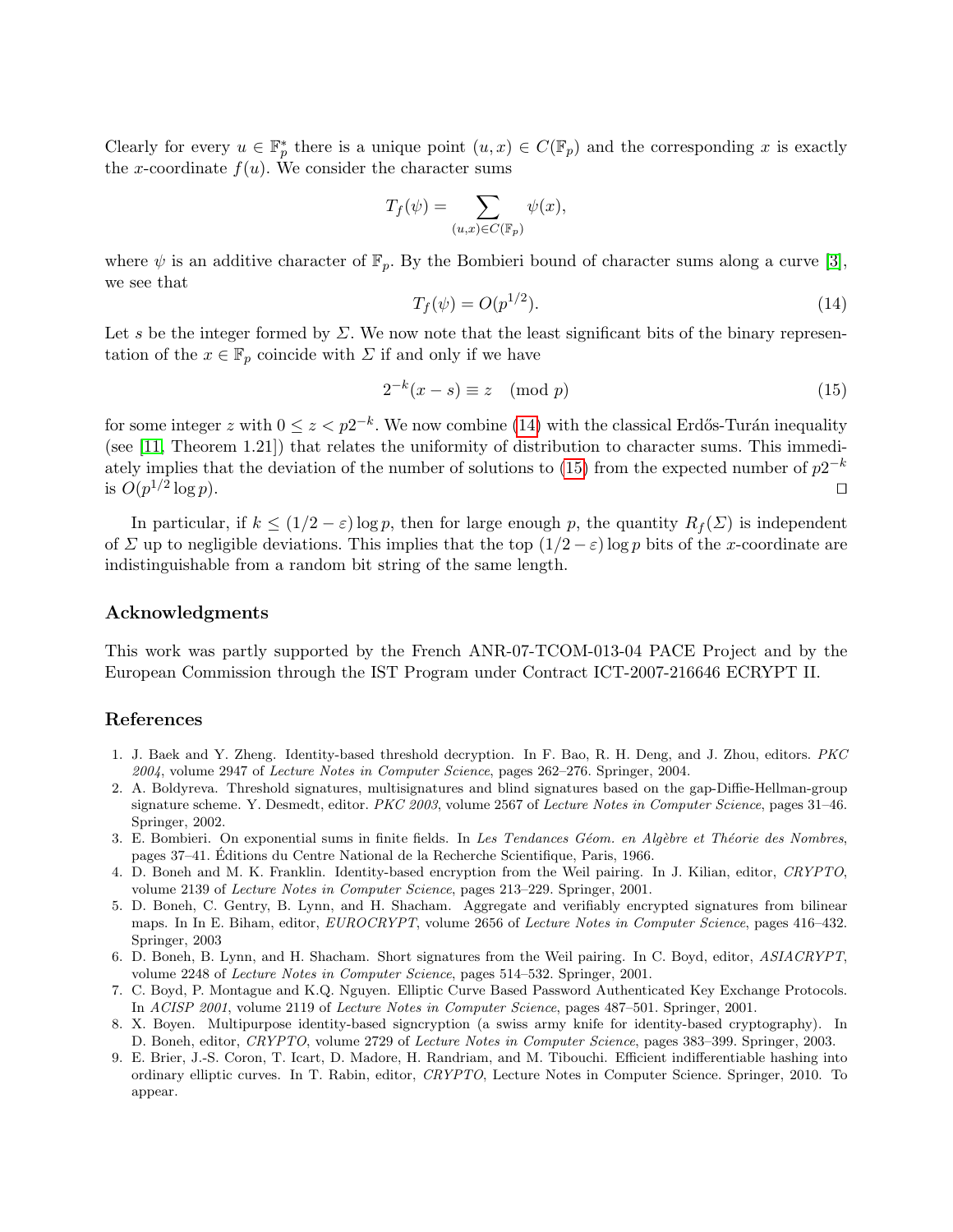Clearly for every $u \in \mathbb{F}_p^*$ there is a unique point $(u, x) \in C(\mathbb{F}_p)$ and the corresponding $x$ is exactly the $x$-coordinate $f(u)$. We consider the character sums

$$T_f(\psi) = \sum_{(u,x) \in C(\mathbb{F}_p)} \psi(x),$$

where $\psi$ is an additive character of $\mathbb{F}_p$. By the Bombieri bound of character sums along a curve [3], we see that

$$T_f(\psi) = O(p^{1/2}). \tag{14}$$

Let $s$ be the integer formed by $\Sigma$. We now note that the least significant bits of the binary representation of the $x \in \mathbb{F}_p$ coincide with $\Sigma$ if and only if we have

$$2^{-k}(x - s) \equiv z \pmod{p} \tag{15}$$

for some integer $z$ with $0 \leq z < p2^{-k}$. We now combine (14) with the classical Erdős-Turán inequality (see [11, Theorem 1.21]) that relates the uniformity of distribution to character sums. This immediately implies that the deviation of the number of solutions to (15) from the expected number of $p2^{-k}$ is $O(p^{1/2} \log p)$. □

In particular, if $k \leq (1/2 - \varepsilon) \log p$, then for large enough $p$, the quantity $R_f(\Sigma)$ is independent of $\Sigma$ up to negligible deviations. This implies that the top $(1/2 - \varepsilon) \log p$ bits of the $x$-coordinate are indistinguishable from a random bit string of the same length.

## Acknowledgments

This work was partly supported by the French ANR-07-TCOM-013-04 PACE Project and by the European Commission through the IST Program under Contract ICT-2007-216646 ECRYPT II.

## References

1. J. Baek and Y. Zheng. Identity-based threshold decryption. In F. Bao, R. H. Deng, and J. Zhou, editors. *PKC 2004*, volume 2947 of *Lecture Notes in Computer Science*, pages 262–276. Springer, 2004.
2. A. Boldyreva. Threshold signatures, multisignatures and blind signatures based on the gap-Diffie-Hellman-group signature scheme. Y. Desmedt, editor. *PKC 2003*, volume 2567 of *Lecture Notes in Computer Science*, pages 31–46. Springer, 2002.
3. E. Bombieri. On exponential sums in finite fields. In *Les Tendances Géom. en Algèbre et Théorie des Nombres*, pages 37–41. Éditions du Centre National de la Recherche Scientifique, Paris, 1966.
4. D. Boneh and M. K. Franklin. Identity-based encryption from the Weil pairing. In J. Kilian, editor, *CRYPTO*, volume 2139 of *Lecture Notes in Computer Science*, pages 213–229. Springer, 2001.
5. D. Boneh, C. Gentry, B. Lynn, and H. Shacham. Aggregate and verifiably encrypted signatures from bilinear maps. In In E. Biham, editor, *EUROCRYPT*, volume 2656 of *Lecture Notes in Computer Science*, pages 416–432. Springer, 2003
6. D. Boneh, B. Lynn, and H. Shacham. Short signatures from the Weil pairing. In C. Boyd, editor, *ASIACRYPT*, volume 2248 of *Lecture Notes in Computer Science*, pages 514–532. Springer, 2001.
7. C. Boyd, P. Montague and K.Q. Nguyen. Elliptic Curve Based Password Authenticated Key Exchange Protocols. In *ACISP 2001*, volume 2119 of *Lecture Notes in Computer Science*, pages 487–501. Springer, 2001.
8. X. Boyen. Multipurpose identity-based signcryption (a swiss army knife for identity-based cryptography). In D. Boneh, editor, *CRYPTO*, volume 2729 of *Lecture Notes in Computer Science*, pages 383–399. Springer, 2003.
9. E. Brier, J.-S. Coron, T. Icart, D. Madore, H. Randriam, and M. Tibouchi. Efficient indifferentiable hashing into ordinary elliptic curves. In T. Rabin, editor, *CRYPTO*, Lecture Notes in Computer Science. Springer, 2010. To appear.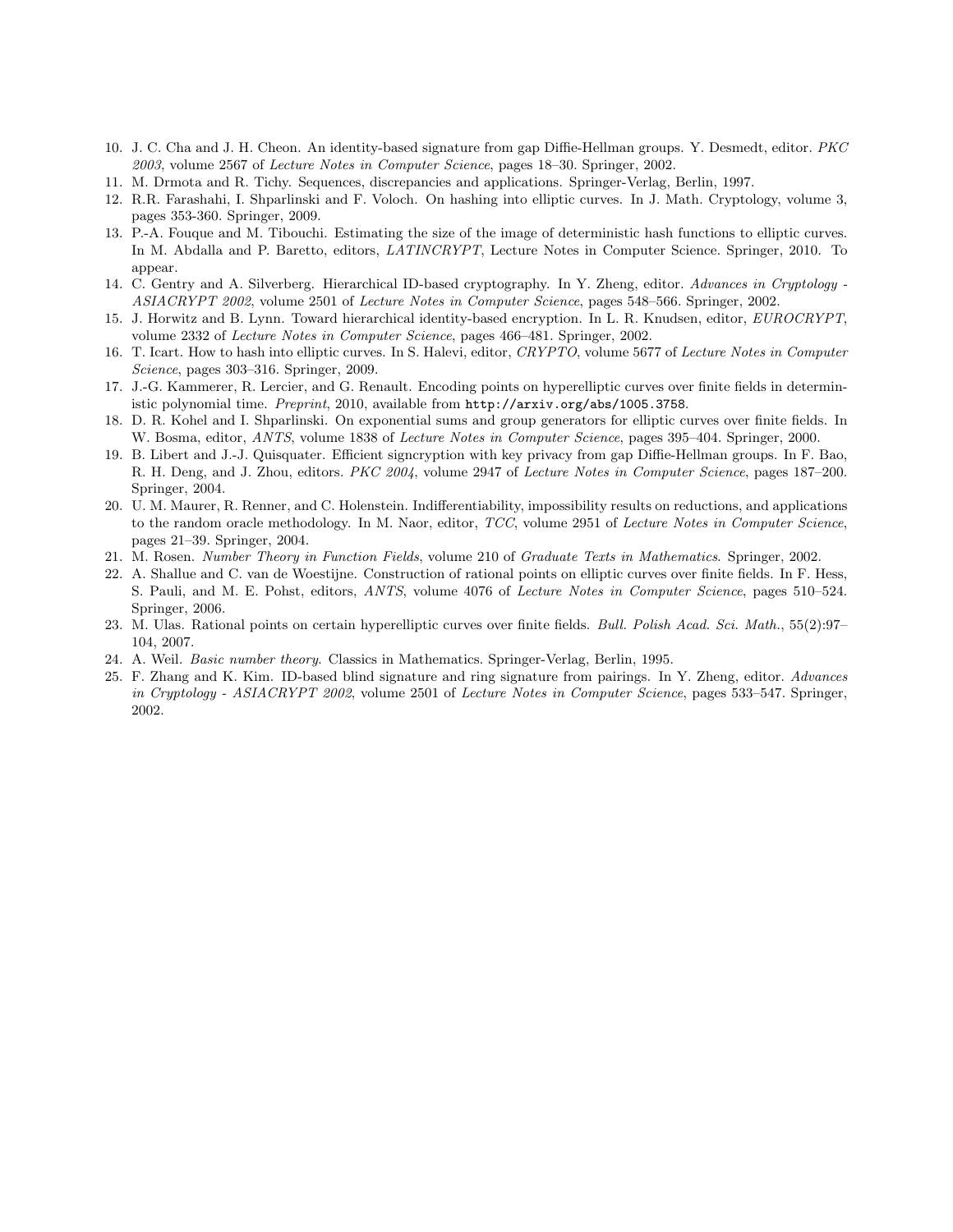10. J. C. Cha and J. H. Cheon. An identity-based signature from gap Diffie-Hellman groups. Y. Desmedt, editor. *PKC 2003*, volume 2567 of *Lecture Notes in Computer Science*, pages 18–30. Springer, 2002.
11. M. Drmota and R. Tichy. Sequences, discrepancies and applications. Springer-Verlag, Berlin, 1997.
12. R.R. Farashahi, I. Shparlinski and F. Voloch. On hashing into elliptic curves. In J. Math. Cryptology, volume 3, pages 353-360. Springer, 2009.
13. P.-A. Fouque and M. Tibouchi. Estimating the size of the image of deterministic hash functions to elliptic curves. In M. Abdalla and P. Baretto, editors, *LATINCRYPT*, Lecture Notes in Computer Science. Springer, 2010. To appear.
14. C. Gentry and A. Silverberg. Hierarchical ID-based cryptography. In Y. Zheng, editor. *Advances in Cryptology - ASIACRYPT 2002*, volume 2501 of *Lecture Notes in Computer Science*, pages 548–566. Springer, 2002.
15. J. Horwitz and B. Lynn. Toward hierarchical identity-based encryption. In L. R. Knudsen, editor, *EUROCRYPT*, volume 2332 of *Lecture Notes in Computer Science*, pages 466–481. Springer, 2002.
16. T. Icart. How to hash into elliptic curves. In S. Halevi, editor, *CRYPTO*, volume 5677 of *Lecture Notes in Computer Science*, pages 303–316. Springer, 2009.
17. J.-G. Kammerer, R. Lercier, and G. Renault. Encoding points on hyperelliptic curves over finite fields in deterministic polynomial time. *Preprint*, 2010, available from `http://arxiv.org/abs/1005.3758`.
18. D. R. Kohel and I. Shparlinski. On exponential sums and group generators for elliptic curves over finite fields. In W. Bosma, editor, *ANTS*, volume 1838 of *Lecture Notes in Computer Science*, pages 395–404. Springer, 2000.
19. B. Libert and J.-J. Quisquater. Efficient signcryption with key privacy from gap Diffie-Hellman groups. In F. Bao, R. H. Deng, and J. Zhou, editors. *PKC 2004*, volume 2947 of *Lecture Notes in Computer Science*, pages 187–200. Springer, 2004.
20. U. M. Maurer, R. Renner, and C. Holenstein. Indifferentiability, impossibility results on reductions, and applications to the random oracle methodology. In M. Naor, editor, *TCC*, volume 2951 of *Lecture Notes in Computer Science*, pages 21–39. Springer, 2004.
21. M. Rosen. *Number Theory in Function Fields*, volume 210 of *Graduate Texts in Mathematics*. Springer, 2002.
22. A. Shallue and C. van de Woestijne. Construction of rational points on elliptic curves over finite fields. In F. Hess, S. Pauli, and M. E. Pohst, editors, *ANTS*, volume 4076 of *Lecture Notes in Computer Science*, pages 510–524. Springer, 2006.
23. M. Ulas. Rational points on certain hyperelliptic curves over finite fields. *Bull. Polish Acad. Sci. Math.*, 55(2):97–104, 2007.
24. A. Weil. *Basic number theory*. Classics in Mathematics. Springer-Verlag, Berlin, 1995.
25. F. Zhang and K. Kim. ID-based blind signature and ring signature from pairings. In Y. Zheng, editor. *Advances in Cryptology - ASIACRYPT 2002*, volume 2501 of *Lecture Notes in Computer Science*, pages 533–547. Springer, 2002.